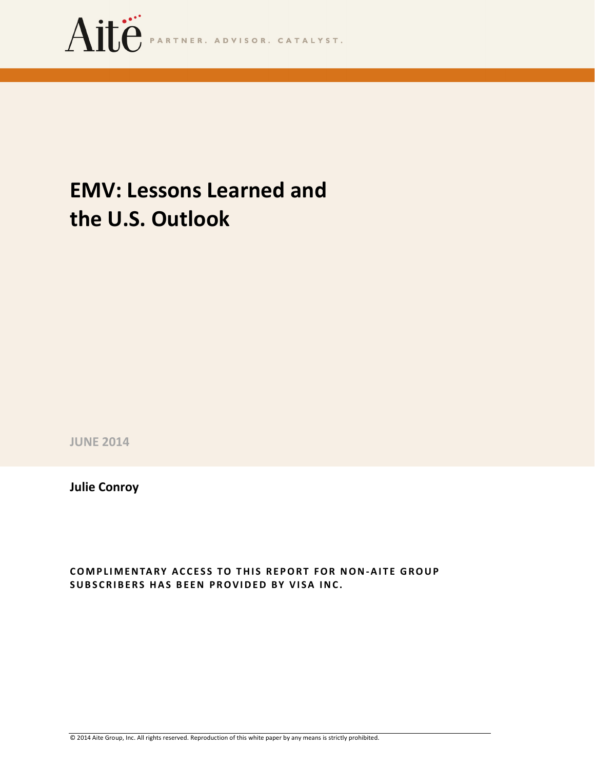Aite PARTNER. ADVISOR. CATALYST.

# EMV: Lessons Learned and the U.S. Outlook

**JUNE 2014**

**Julie Conroy**

**COMPLIMENTARY ACCESS TO THIS REPORT FOR NON-AITE GROUP SUBSCRIBERS HAS BEEN PROVIDED BY VISA INC.**

© 2014 Aite Group, Inc. All rights reserved. Reproduction of this white paper by any means is strictly prohibited.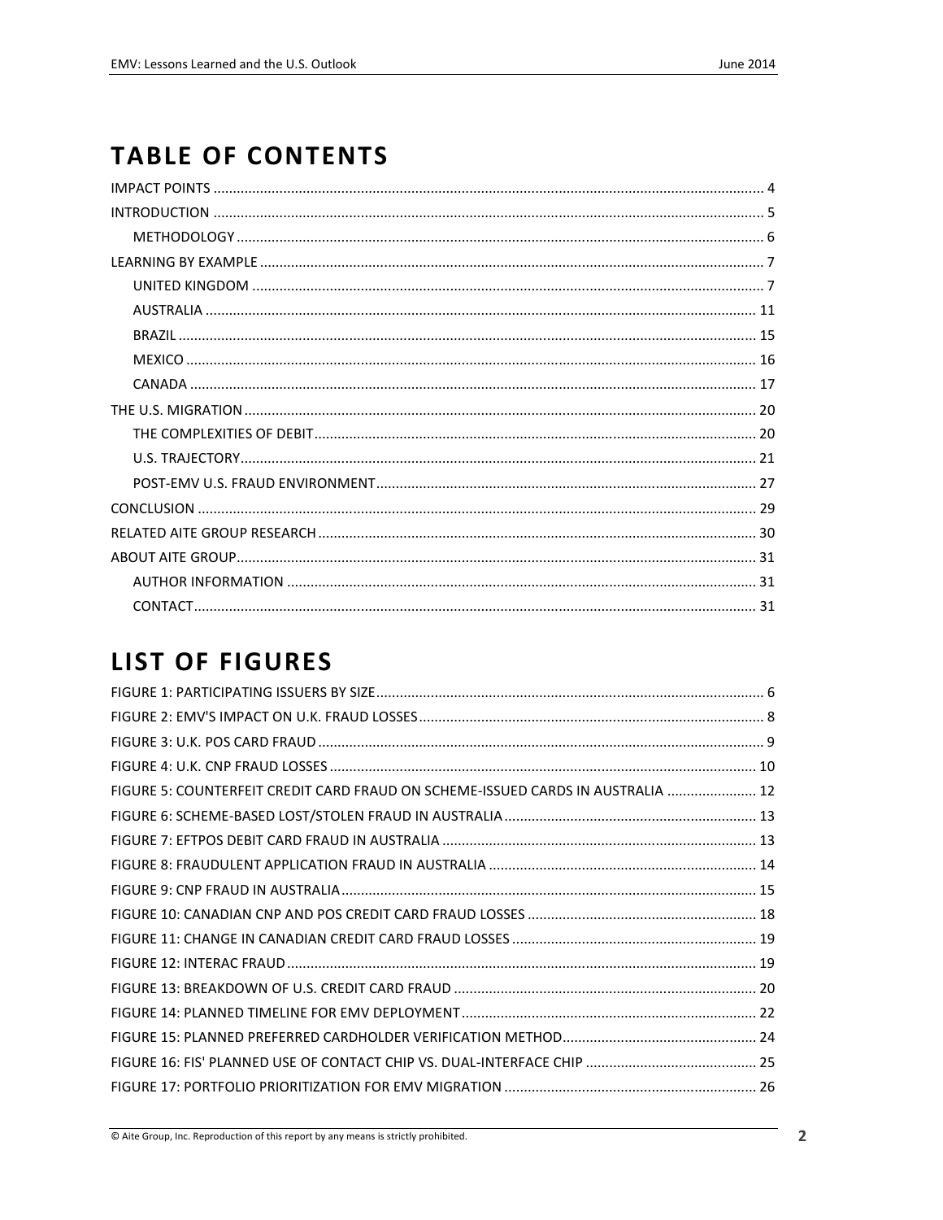# TABLE OF CONTENTS

IMPACT POINTS ........................................................................ 4
INTRODUCTION ........................................................................ 5
- METHODOLOGY ........................................................................ 6

LEARNING BY EXAMPLE ........................................................................ 7
- UNITED KINGDOM ........................................................................ 7
- AUSTRALIA ........................................................................ 11
- BRAZIL ........................................................................ 15
- MEXICO ........................................................................ 16
- CANADA ........................................................................ 17

THE U.S. MIGRATION ........................................................................ 20
- THE COMPLEXITIES OF DEBIT ........................................................................ 20
- U.S. TRAJECTORY ........................................................................ 21
- POST-EMV U.S. FRAUD ENVIRONMENT ........................................................................ 27

CONCLUSION ........................................................................ 29
RELATED AITE GROUP RESEARCH ........................................................................ 30
ABOUT AITE GROUP ........................................................................ 31
- AUTHOR INFORMATION ........................................................................ 31
- CONTACT ........................................................................ 31

# LIST OF FIGURES

FIGURE 1: PARTICIPATING ISSUERS BY SIZE ........................................................................ 6
FIGURE 2: EMV'S IMPACT ON U.K. FRAUD LOSSES ........................................................................ 8
FIGURE 3: U.K. POS CARD FRAUD ........................................................................ 9
FIGURE 4: U.K. CNP FRAUD LOSSES ........................................................................ 10
FIGURE 5: COUNTERFEIT CREDIT CARD FRAUD ON SCHEME-ISSUED CARDS IN AUSTRALIA ........................................................................ 12
FIGURE 6: SCHEME-BASED LOST/STOLEN FRAUD IN AUSTRALIA ........................................................................ 13
FIGURE 7: EFTPOS DEBIT CARD FRAUD IN AUSTRALIA ........................................................................ 13
FIGURE 8: FRAUDULENT APPLICATION FRAUD IN AUSTRALIA ........................................................................ 14
FIGURE 9: CNP FRAUD IN AUSTRALIA ........................................................................ 15
FIGURE 10: CANADIAN CNP AND POS CREDIT CARD FRAUD LOSSES ........................................................................ 18
FIGURE 11: CHANGE IN CANADIAN CREDIT CARD FRAUD LOSSES ........................................................................ 19
FIGURE 12: INTERAC FRAUD ........................................................................ 19
FIGURE 13: BREAKDOWN OF U.S. CREDIT CARD FRAUD ........................................................................ 20
FIGURE 14: PLANNED TIMELINE FOR EMV DEPLOYMENT ........................................................................ 22
FIGURE 15: PLANNED PREFERRED CARDHOLDER VERIFICATION METHOD ........................................................................ 24
FIGURE 16: FIS' PLANNED USE OF CONTACT CHIP VS. DUAL-INTERFACE CHIP ........................................................................ 25
FIGURE 17: PORTFOLIO PRIORITIZATION FOR EMV MIGRATION ........................................................................ 26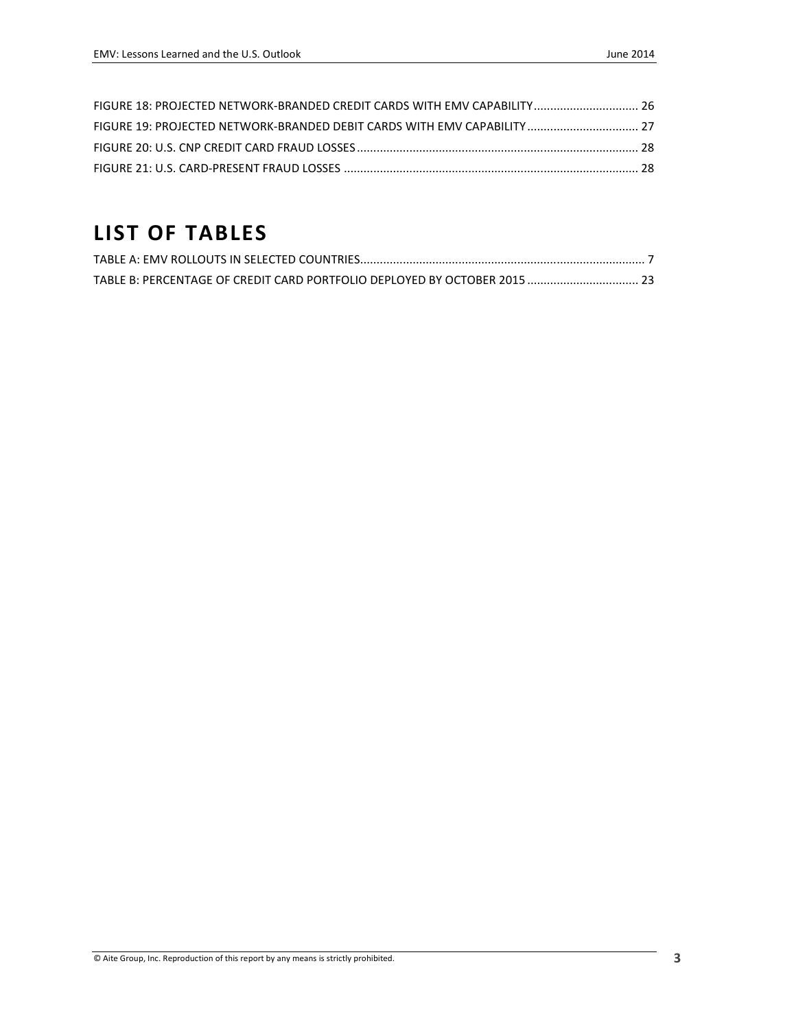FIGURE 18: PROJECTED NETWORK-BRANDED CREDIT CARDS WITH EMV CAPABILITY ................................ 26
FIGURE 19: PROJECTED NETWORK-BRANDED DEBIT CARDS WITH EMV CAPABILITY .................................. 27
FIGURE 20: U.S. CNP CREDIT CARD FRAUD LOSSES ..................................................................................... 28
FIGURE 21: U.S. CARD-PRESENT FRAUD LOSSES ......................................................................................... 28

# LIST OF TABLES

TABLE A: EMV ROLLOUTS IN SELECTED COUNTRIES...................................................................................... 7
TABLE B: PERCENTAGE OF CREDIT CARD PORTFOLIO DEPLOYED BY OCTOBER 2015 .................................. 23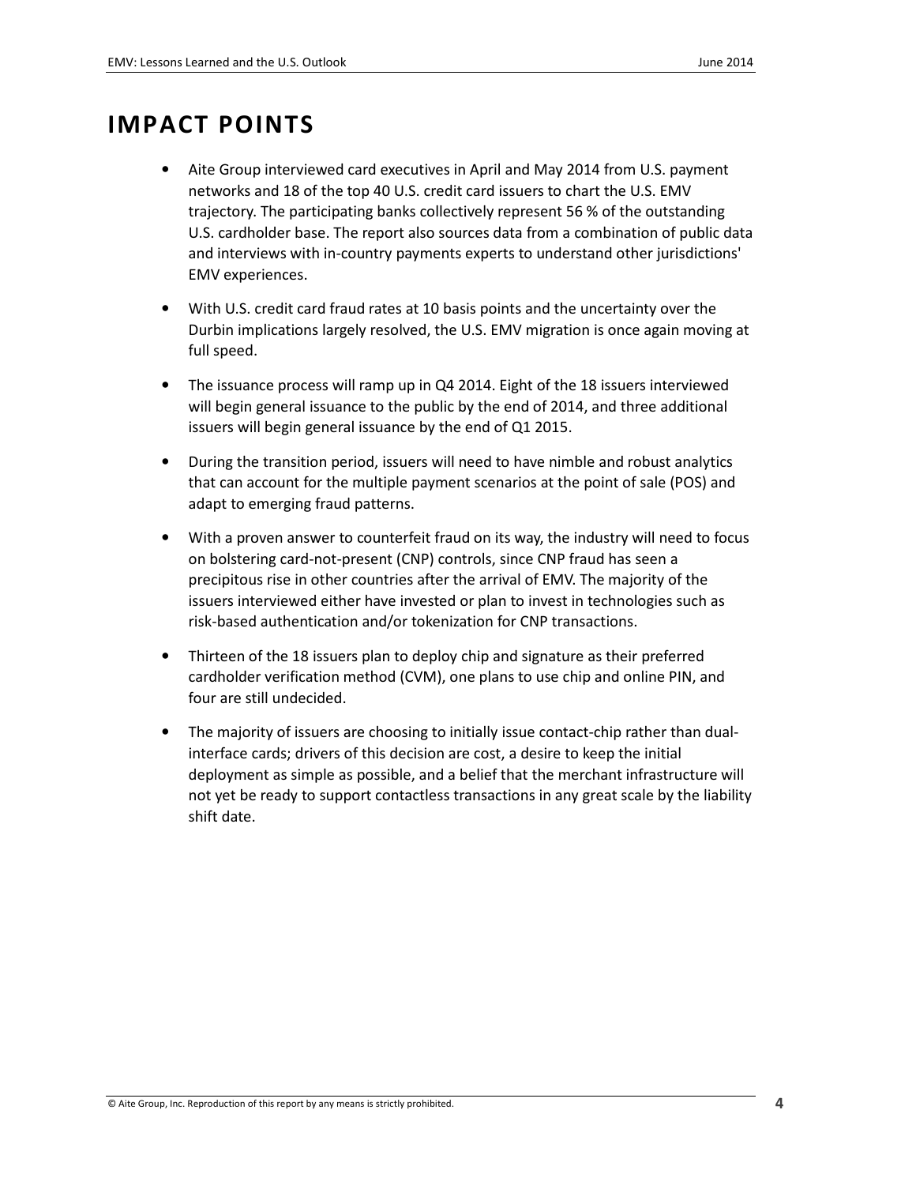# IMPACT POINTS

- Aite Group interviewed card executives in April and May 2014 from U.S. payment networks and 18 of the top 40 U.S. credit card issuers to chart the U.S. EMV trajectory. The participating banks collectively represent 56 % of the outstanding U.S. cardholder base. The report also sources data from a combination of public data and interviews with in-country payments experts to understand other jurisdictions' EMV experiences.
- With U.S. credit card fraud rates at 10 basis points and the uncertainty over the Durbin implications largely resolved, the U.S. EMV migration is once again moving at full speed.
- The issuance process will ramp up in Q4 2014. Eight of the 18 issuers interviewed will begin general issuance to the public by the end of 2014, and three additional issuers will begin general issuance by the end of Q1 2015.
- During the transition period, issuers will need to have nimble and robust analytics that can account for the multiple payment scenarios at the point of sale (POS) and adapt to emerging fraud patterns.
- With a proven answer to counterfeit fraud on its way, the industry will need to focus on bolstering card-not-present (CNP) controls, since CNP fraud has seen a precipitous rise in other countries after the arrival of EMV. The majority of the issuers interviewed either have invested or plan to invest in technologies such as risk-based authentication and/or tokenization for CNP transactions.
- Thirteen of the 18 issuers plan to deploy chip and signature as their preferred cardholder verification method (CVM), one plans to use chip and online PIN, and four are still undecided.
- The majority of issuers are choosing to initially issue contact-chip rather than dual-interface cards; drivers of this decision are cost, a desire to keep the initial deployment as simple as possible, and a belief that the merchant infrastructure will not yet be ready to support contactless transactions in any great scale by the liability shift date.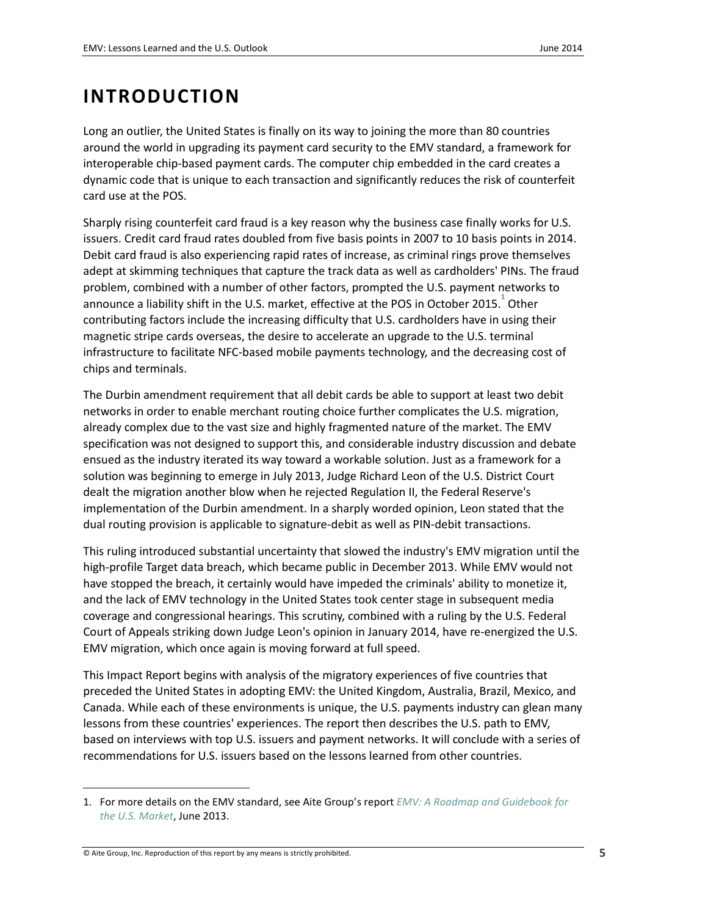# INTRODUCTION

Long an outlier, the United States is finally on its way to joining the more than 80 countries around the world in upgrading its payment card security to the EMV standard, a framework for interoperable chip-based payment cards. The computer chip embedded in the card creates a dynamic code that is unique to each transaction and significantly reduces the risk of counterfeit card use at the POS.

Sharply rising counterfeit card fraud is a key reason why the business case finally works for U.S. issuers. Credit card fraud rates doubled from five basis points in 2007 to 10 basis points in 2014. Debit card fraud is also experiencing rapid rates of increase, as criminal rings prove themselves adept at skimming techniques that capture the track data as well as cardholders' PINs. The fraud problem, combined with a number of other factors, prompted the U.S. payment networks to announce a liability shift in the U.S. market, effective at the POS in October 2015.[1] Other contributing factors include the increasing difficulty that U.S. cardholders have in using their magnetic stripe cards overseas, the desire to accelerate an upgrade to the U.S. terminal infrastructure to facilitate NFC-based mobile payments technology, and the decreasing cost of chips and terminals.

The Durbin amendment requirement that all debit cards be able to support at least two debit networks in order to enable merchant routing choice further complicates the U.S. migration, already complex due to the vast size and highly fragmented nature of the market. The EMV specification was not designed to support this, and considerable industry discussion and debate ensued as the industry iterated its way toward a workable solution. Just as a framework for a solution was beginning to emerge in July 2013, Judge Richard Leon of the U.S. District Court dealt the migration another blow when he rejected Regulation II, the Federal Reserve's implementation of the Durbin amendment. In a sharply worded opinion, Leon stated that the dual routing provision is applicable to signature-debit as well as PIN-debit transactions.

This ruling introduced substantial uncertainty that slowed the industry's EMV migration until the high-profile Target data breach, which became public in December 2013. While EMV would not have stopped the breach, it certainly would have impeded the criminals' ability to monetize it, and the lack of EMV technology in the United States took center stage in subsequent media coverage and congressional hearings. This scrutiny, combined with a ruling by the U.S. Federal Court of Appeals striking down Judge Leon's opinion in January 2014, have re-energized the U.S. EMV migration, which once again is moving forward at full speed.

This Impact Report begins with analysis of the migratory experiences of five countries that preceded the United States in adopting EMV: the United Kingdom, Australia, Brazil, Mexico, and Canada. While each of these environments is unique, the U.S. payments industry can glean many lessons from these countries' experiences. The report then describes the U.S. path to EMV, based on interviews with top U.S. issuers and payment networks. It will conclude with a series of recommendations for U.S. issuers based on the lessons learned from other countries.

---

1. For more details on the EMV standard, see Aite Group's report *EMV: A Roadmap and Guidebook for the U.S. Market*, June 2013.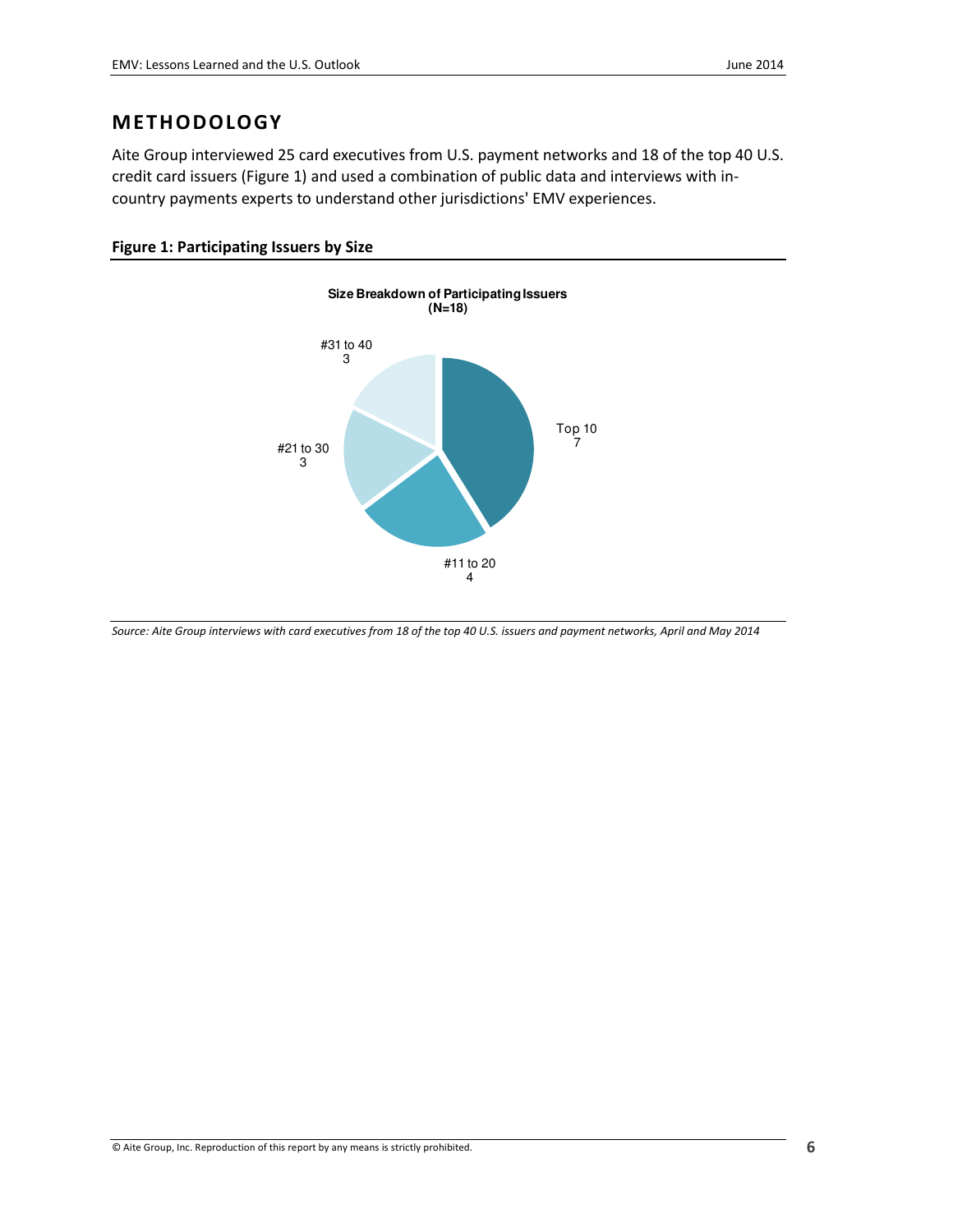## METHODOLOGY

Aite Group interviewed 25 card executives from U.S. payment networks and 18 of the top 40 U.S. credit card issuers (Figure 1) and used a combination of public data and interviews with in-country payments experts to understand other jurisdictions' EMV experiences.

**Figure 1: Participating Issuers by Size**

**Size Breakdown of Participating Issuers (N=18)**

| Issuer size | Number |
| --- | --- |
| Top 10 | 7 |
| #11 to 20 | 4 |
| #21 to 30 | 3 |
| #31 to 40 | 3 |

*Source: Aite Group interviews with card executives from 18 of the top 40 U.S. issuers and payment networks, April and May 2014*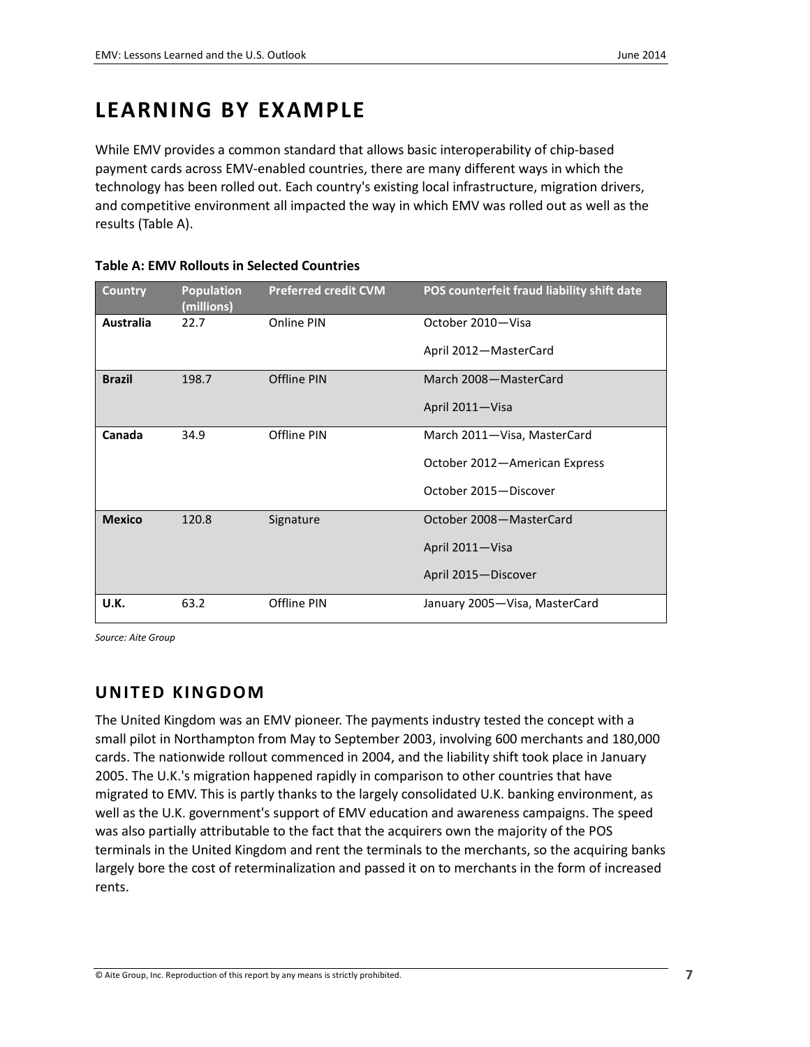# LEARNING BY EXAMPLE

While EMV provides a common standard that allows basic interoperability of chip-based payment cards across EMV-enabled countries, there are many different ways in which the technology has been rolled out. Each country's existing local infrastructure, migration drivers, and competitive environment all impacted the way in which EMV was rolled out as well as the results (Table A).

**Table A: EMV Rollouts in Selected Countries**

| Country | Population (millions) | Preferred credit CVM | POS counterfeit fraud liability shift date |
|---|---|---|---|
| **Australia** | 22.7 | Online PIN | October 2010—Visa<br>April 2012—MasterCard |
| **Brazil** | 198.7 | Offline PIN | March 2008—MasterCard<br>April 2011—Visa |
| **Canada** | 34.9 | Offline PIN | March 2011—Visa, MasterCard<br>October 2012—American Express<br>October 2015—Discover |
| **Mexico** | 120.8 | Signature | October 2008—MasterCard<br>April 2011—Visa<br>April 2015—Discover |
| **U.K.** | 63.2 | Offline PIN | January 2005—Visa, MasterCard |

*Source: Aite Group*

## UNITED KINGDOM

The United Kingdom was an EMV pioneer. The payments industry tested the concept with a small pilot in Northampton from May to September 2003, involving 600 merchants and 180,000 cards. The nationwide rollout commenced in 2004, and the liability shift took place in January 2005. The U.K.'s migration happened rapidly in comparison to other countries that have migrated to EMV. This is partly thanks to the largely consolidated U.K. banking environment, as well as the U.K. government's support of EMV education and awareness campaigns. The speed was also partially attributable to the fact that the acquirers own the majority of the POS terminals in the United Kingdom and rent the terminals to the merchants, so the acquiring banks largely bore the cost of reterminalization and passed it on to merchants in the form of increased rents.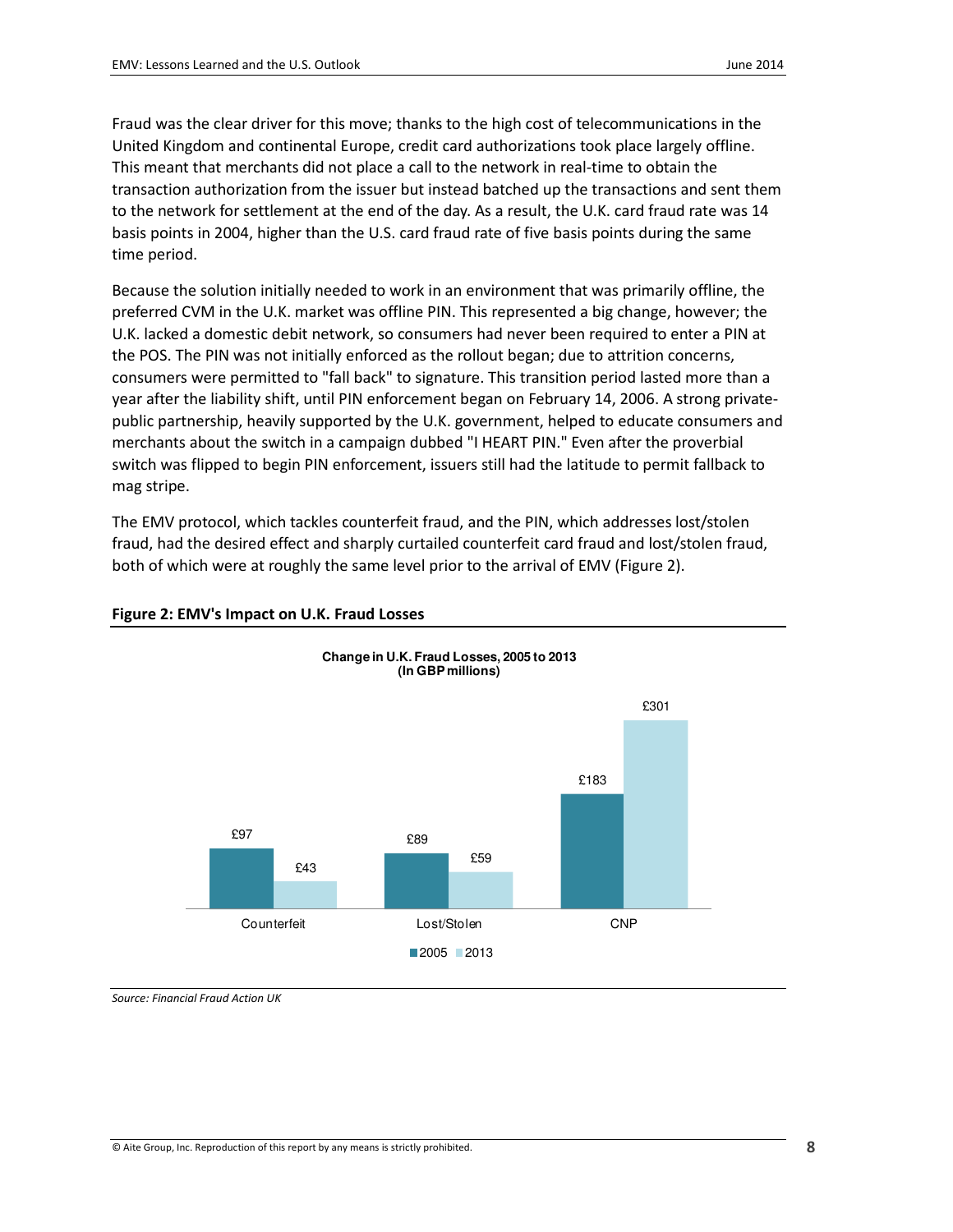Fraud was the clear driver for this move; thanks to the high cost of telecommunications in the United Kingdom and continental Europe, credit card authorizations took place largely offline. This meant that merchants did not place a call to the network in real-time to obtain the transaction authorization from the issuer but instead batched up the transactions and sent them to the network for settlement at the end of the day. As a result, the U.K. card fraud rate was 14 basis points in 2004, higher than the U.S. card fraud rate of five basis points during the same time period.

Because the solution initially needed to work in an environment that was primarily offline, the preferred CVM in the U.K. market was offline PIN. This represented a big change, however; the U.K. lacked a domestic debit network, so consumers had never been required to enter a PIN at the POS. The PIN was not initially enforced as the rollout began; due to attrition concerns, consumers were permitted to "fall back" to signature. This transition period lasted more than a year after the liability shift, until PIN enforcement began on February 14, 2006. A strong private-public partnership, heavily supported by the U.K. government, helped to educate consumers and merchants about the switch in a campaign dubbed "I HEART PIN." Even after the proverbial switch was flipped to begin PIN enforcement, issuers still had the latitude to permit fallback to mag stripe.

The EMV protocol, which tackles counterfeit fraud, and the PIN, which addresses lost/stolen fraud, had the desired effect and sharply curtailed counterfeit card fraud and lost/stolen fraud, both of which were at roughly the same level prior to the arrival of EMV (Figure 2).

**Figure 2: EMV's Impact on U.K. Fraud Losses**

**Change in U.K. Fraud Losses, 2005 to 2013 (In GBP millions)**

| | 2005 | 2013 |
|---|---|---|
| Counterfeit | £97 | £43 |
| Lost/Stolen | £89 | £59 |
| CNP | £183 | £301 |

*Source: Financial Fraud Action UK*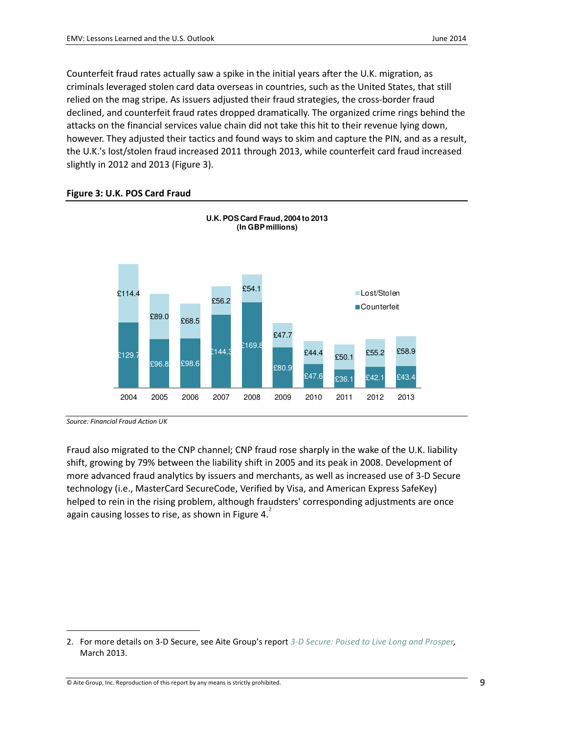Counterfeit fraud rates actually saw a spike in the initial years after the U.K. migration, as criminals leveraged stolen card data overseas in countries, such as the United States, that still relied on the mag stripe. As issuers adjusted their fraud strategies, the cross-border fraud declined, and counterfeit fraud rates dropped dramatically. The organized crime rings behind the attacks on the financial services value chain did not take this hit to their revenue lying down, however. They adjusted their tactics and found ways to skim and capture the PIN, and as a result, the U.K.'s lost/stolen fraud increased 2011 through 2013, while counterfeit card fraud increased slightly in 2012 and 2013 (Figure 3).

**Figure 3: U.K. POS Card Fraud**

**U.K. POS Card Fraud, 2004 to 2013 (In GBP millions)**

| Year | Counterfeit | Lost/Stolen |
|---|---|---|
| 2004 | £129.7 | £114.4 |
| 2005 | £96.8 | £89.0 |
| 2006 | £98.6 | £68.5 |
| 2007 | £144.3 | £56.2 |
| 2008 | £169.8 | £54.1 |
| 2009 | £80.9 | £47.7 |
| 2010 | £47.6 | £44.4 |
| 2011 | £36.1 | £50.1 |
| 2012 | £42.1 | £55.2 |
| 2013 | £43.4 | £58.9 |

*Source: Financial Fraud Action UK*

Fraud also migrated to the CNP channel; CNP fraud rose sharply in the wake of the U.K. liability shift, growing by 79% between the liability shift in 2005 and its peak in 2008. Development of more advanced fraud analytics by issuers and merchants, as well as increased use of 3-D Secure technology (i.e., MasterCard SecureCode, Verified by Visa, and American Express SafeKey) helped to rein in the rising problem, although fraudsters' corresponding adjustments are once again causing losses to rise, as shown in Figure 4.[2]

2. For more details on 3-D Secure, see Aite Group's report *3-D Secure: Poised to Live Long and Prosper*, March 2013.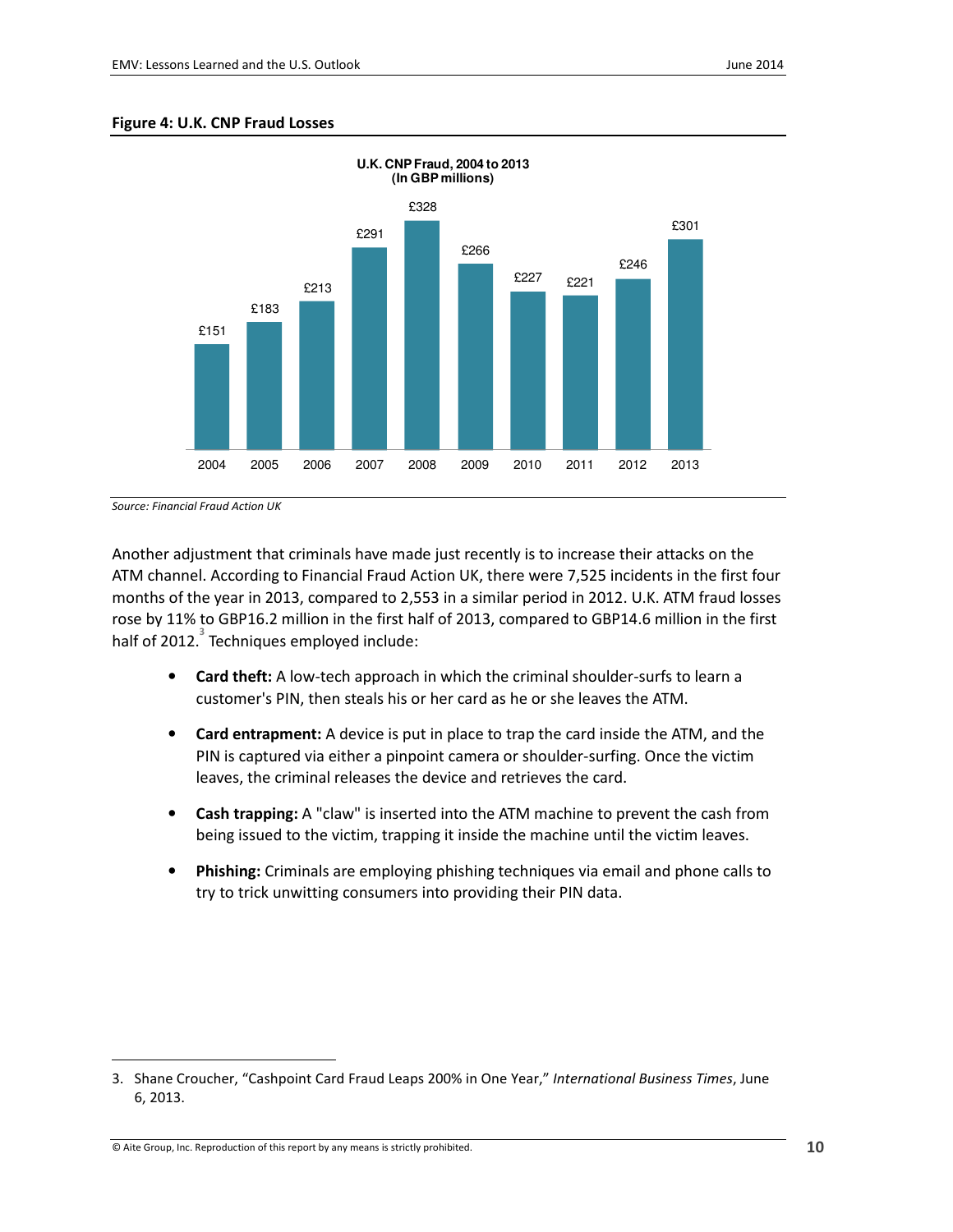**Figure 4: U.K. CNP Fraud Losses**

U.K. CNP Fraud, 2004 to 2013
(In GBP millions)

| Year | 2004 | 2005 | 2006 | 2007 | 2008 | 2009 | 2010 | 2011 | 2012 | 2013 |
|---|---|---|---|---|---|---|---|---|---|---|
| CNP Fraud | £151 | £183 | £213 | £291 | £328 | £266 | £227 | £221 | £246 | £301 |

*Source: Financial Fraud Action UK*

Another adjustment that criminals have made just recently is to increase their attacks on the ATM channel. According to Financial Fraud Action UK, there were 7,525 incidents in the first four months of the year in 2013, compared to 2,553 in a similar period in 2012. U.K. ATM fraud losses rose by 11% to GBP16.2 million in the first half of 2013, compared to GBP14.6 million in the first half of 2012.[3] Techniques employed include:

- **Card theft:** A low-tech approach in which the criminal shoulder-surfs to learn a customer's PIN, then steals his or her card as he or she leaves the ATM.
- **Card entrapment:** A device is put in place to trap the card inside the ATM, and the PIN is captured via either a pinpoint camera or shoulder-surfing. Once the victim leaves, the criminal releases the device and retrieves the card.
- **Cash trapping:** A "claw" is inserted into the ATM machine to prevent the cash from being issued to the victim, trapping it inside the machine until the victim leaves.
- **Phishing:** Criminals are employing phishing techniques via email and phone calls to try to trick unwitting consumers into providing their PIN data.

3. Shane Croucher, "Cashpoint Card Fraud Leaps 200% in One Year," *International Business Times*, June 6, 2013.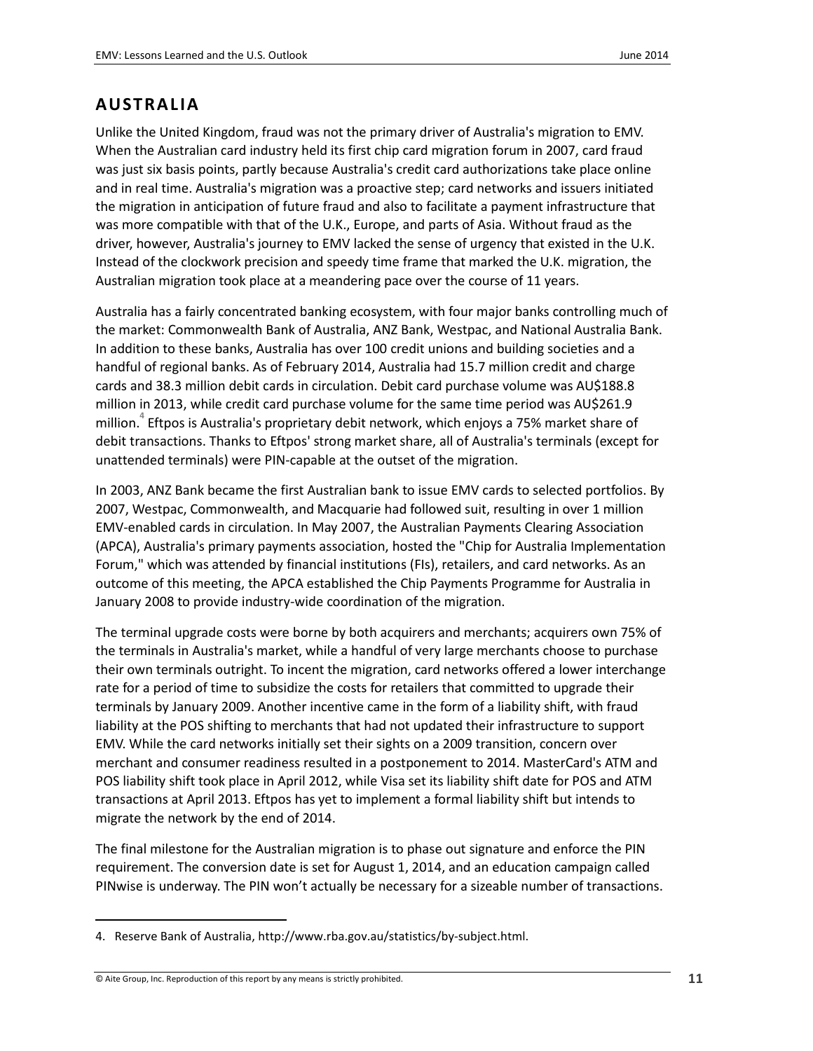## AUSTRALIA

Unlike the United Kingdom, fraud was not the primary driver of Australia's migration to EMV. When the Australian card industry held its first chip card migration forum in 2007, card fraud was just six basis points, partly because Australia's credit card authorizations take place online and in real time. Australia's migration was a proactive step; card networks and issuers initiated the migration in anticipation of future fraud and also to facilitate a payment infrastructure that was more compatible with that of the U.K., Europe, and parts of Asia. Without fraud as the driver, however, Australia's journey to EMV lacked the sense of urgency that existed in the U.K. Instead of the clockwork precision and speedy time frame that marked the U.K. migration, the Australian migration took place at a meandering pace over the course of 11 years.

Australia has a fairly concentrated banking ecosystem, with four major banks controlling much of the market: Commonwealth Bank of Australia, ANZ Bank, Westpac, and National Australia Bank. In addition to these banks, Australia has over 100 credit unions and building societies and a handful of regional banks. As of February 2014, Australia had 15.7 million credit and charge cards and 38.3 million debit cards in circulation. Debit card purchase volume was AU$188.8 million in 2013, while credit card purchase volume for the same time period was AU$261.9 million.[4] Eftpos is Australia's proprietary debit network, which enjoys a 75% market share of debit transactions. Thanks to Eftpos' strong market share, all of Australia's terminals (except for unattended terminals) were PIN-capable at the outset of the migration.

In 2003, ANZ Bank became the first Australian bank to issue EMV cards to selected portfolios. By 2007, Westpac, Commonwealth, and Macquarie had followed suit, resulting in over 1 million EMV-enabled cards in circulation. In May 2007, the Australian Payments Clearing Association (APCA), Australia's primary payments association, hosted the "Chip for Australia Implementation Forum," which was attended by financial institutions (FIs), retailers, and card networks. As an outcome of this meeting, the APCA established the Chip Payments Programme for Australia in January 2008 to provide industry-wide coordination of the migration.

The terminal upgrade costs were borne by both acquirers and merchants; acquirers own 75% of the terminals in Australia's market, while a handful of very large merchants choose to purchase their own terminals outright. To incent the migration, card networks offered a lower interchange rate for a period of time to subsidize the costs for retailers that committed to upgrade their terminals by January 2009. Another incentive came in the form of a liability shift, with fraud liability at the POS shifting to merchants that had not updated their infrastructure to support EMV. While the card networks initially set their sights on a 2009 transition, concern over merchant and consumer readiness resulted in a postponement to 2014. MasterCard's ATM and POS liability shift took place in April 2012, while Visa set its liability shift date for POS and ATM transactions at April 2013. Eftpos has yet to implement a formal liability shift but intends to migrate the network by the end of 2014.

The final milestone for the Australian migration is to phase out signature and enforce the PIN requirement. The conversion date is set for August 1, 2014, and an education campaign called PINwise is underway. The PIN won't actually be necessary for a sizeable number of transactions.

---

4. Reserve Bank of Australia, http://www.rba.gov.au/statistics/by-subject.html.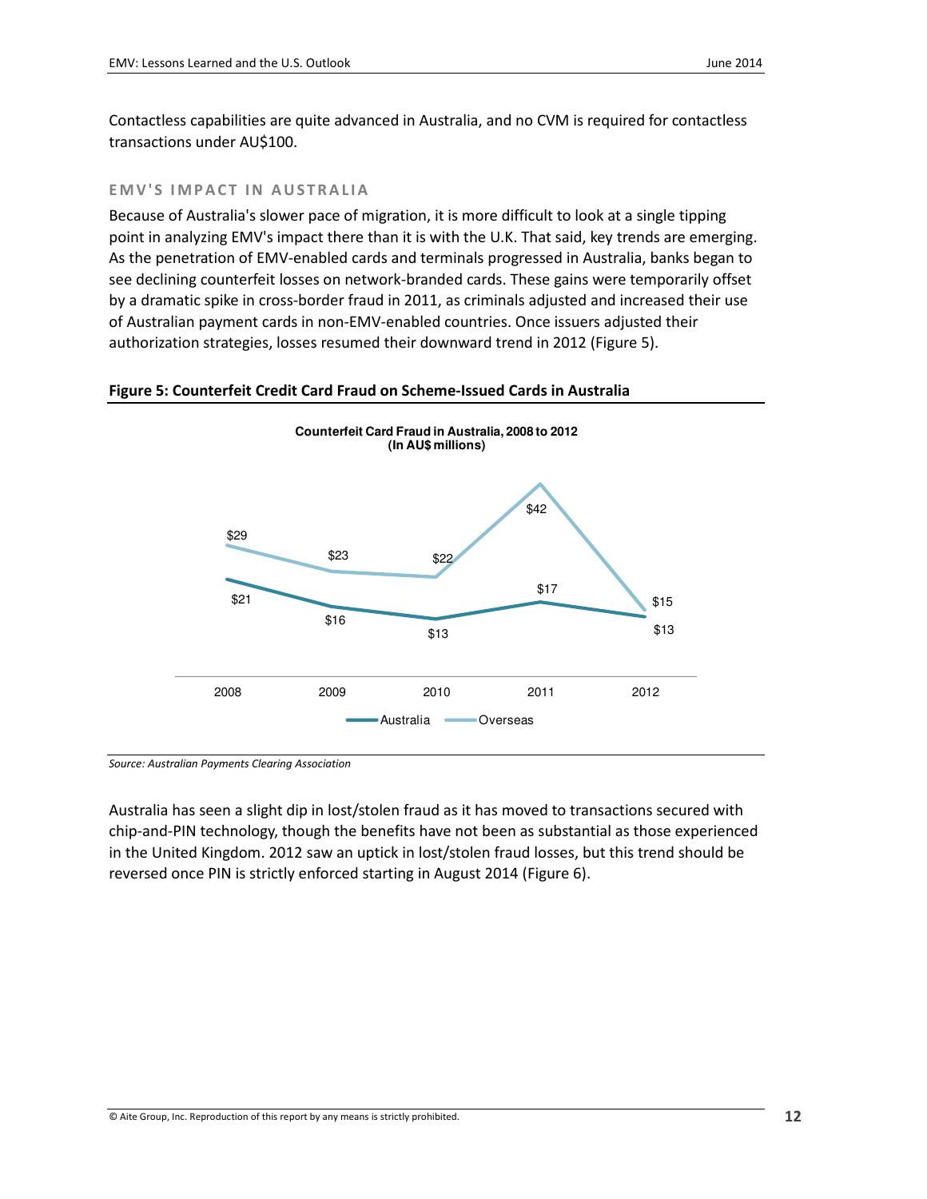Contactless capabilities are quite advanced in Australia, and no CVM is required for contactless transactions under AU$100.

### EMV'S IMPACT IN AUSTRALIA

Because of Australia's slower pace of migration, it is more difficult to look at a single tipping point in analyzing EMV's impact there than it is with the U.K. That said, key trends are emerging. As the penetration of EMV-enabled cards and terminals progressed in Australia, banks began to see declining counterfeit losses on network-branded cards. These gains were temporarily offset by a dramatic spike in cross-border fraud in 2011, as criminals adjusted and increased their use of Australian payment cards in non-EMV-enabled countries. Once issuers adjusted their authorization strategies, losses resumed their downward trend in 2012 (Figure 5).

**Figure 5: Counterfeit Credit Card Fraud on Scheme-Issued Cards in Australia**

**Counterfeit Card Fraud in Australia, 2008 to 2012 (In AU$ millions)**

| | 2008 | 2009 | 2010 | 2011 | 2012 |
|---|---|---|---|---|---|
| Australia | $21 | $16 | $13 | $17 | $13 |
| Overseas | $29 | $23 | $22 | $42 | $15 |

*Source: Australian Payments Clearing Association*

Australia has seen a slight dip in lost/stolen fraud as it has moved to transactions secured with chip-and-PIN technology, though the benefits have not been as substantial as those experienced in the United Kingdom. 2012 saw an uptick in lost/stolen fraud losses, but this trend should be reversed once PIN is strictly enforced starting in August 2014 (Figure 6).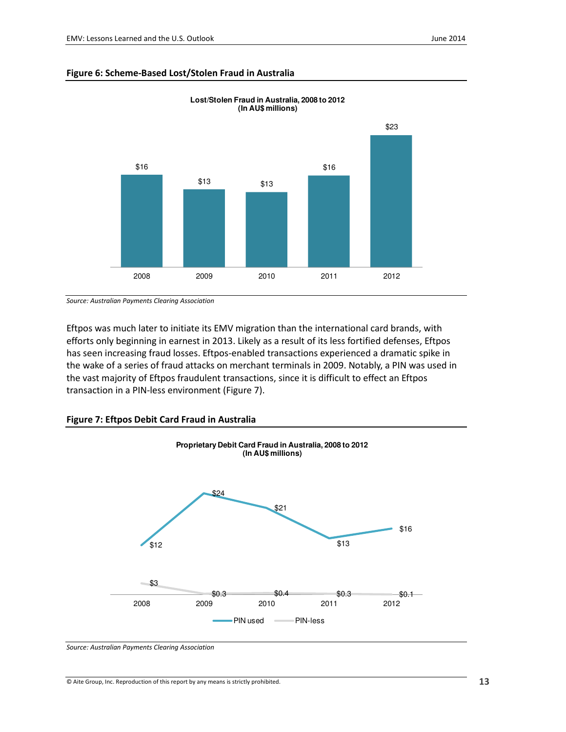**Figure 6: Scheme-Based Lost/Stolen Fraud in Australia**

Lost/Stolen Fraud in Australia, 2008 to 2012
(In AU$ millions)

| 2008 | 2009 | 2010 | 2011 | 2012 |
| --- | --- | --- | --- | --- |
| $16 | $13 | $13 | $16 | $23 |

*Source: Australian Payments Clearing Association*

Eftpos was much later to initiate its EMV migration than the international card brands, with efforts only beginning in earnest in 2013. Likely as a result of its less fortified defenses, Eftpos has seen increasing fraud losses. Eftpos-enabled transactions experienced a dramatic spike in the wake of a series of fraud attacks on merchant terminals in 2009. Notably, a PIN was used in the vast majority of Eftpos fraudulent transactions, since it is difficult to effect an Eftpos transaction in a PIN-less environment (Figure 7).

**Figure 7: Eftpos Debit Card Fraud in Australia**

Proprietary Debit Card Fraud in Australia, 2008 to 2012
(In AU$ millions)

| | 2008 | 2009 | 2010 | 2011 | 2012 |
| --- | --- | --- | --- | --- | --- |
| PIN used | $12 | $24 | $21 | $13 | $16 |
| PIN-less | $3 | $0.3 | $0.4 | $0.3 | $0.1 |

*Source: Australian Payments Clearing Association*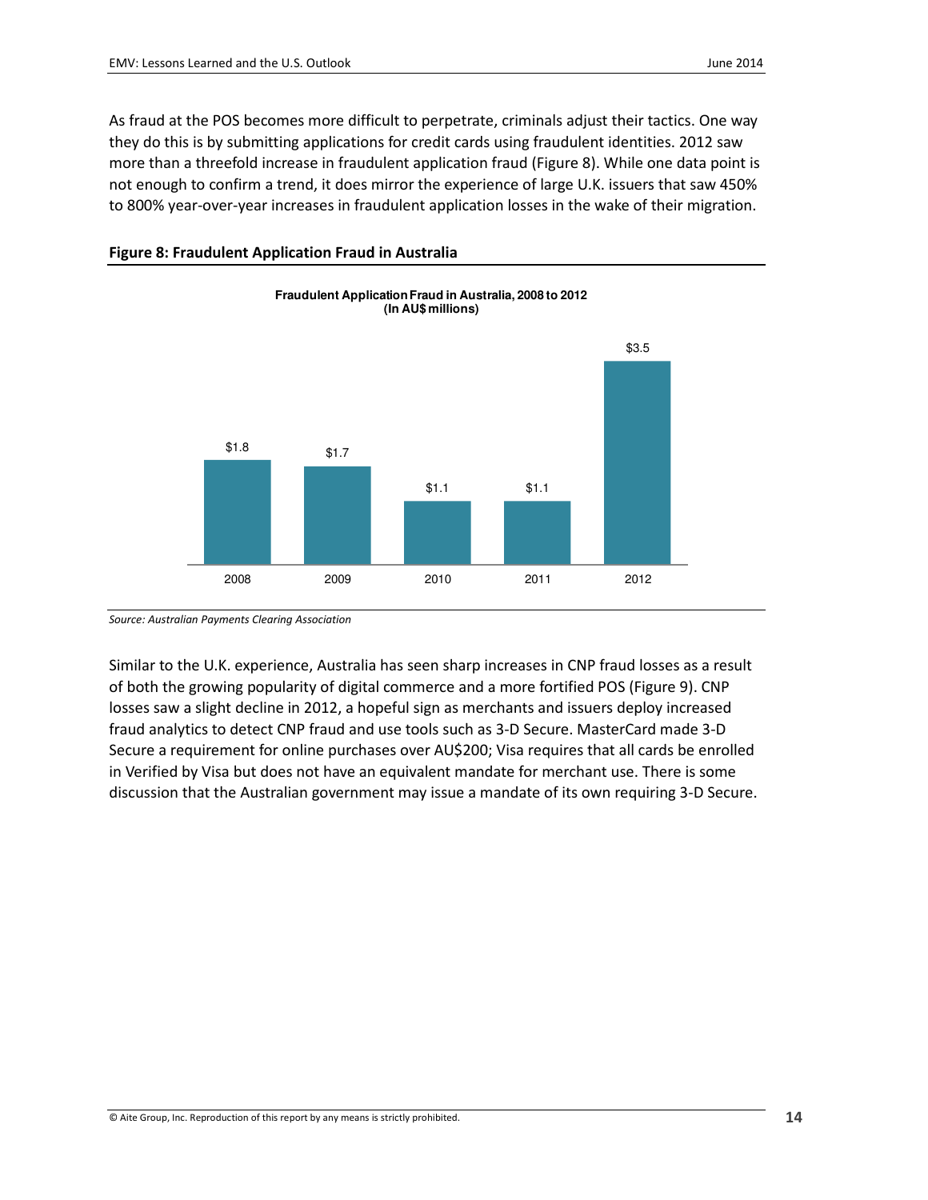As fraud at the POS becomes more difficult to perpetrate, criminals adjust their tactics. One way they do this is by submitting applications for credit cards using fraudulent identities. 2012 saw more than a threefold increase in fraudulent application fraud (Figure 8). While one data point is not enough to confirm a trend, it does mirror the experience of large U.K. issuers that saw 450% to 800% year-over-year increases in fraudulent application losses in the wake of their migration.

**Figure 8: Fraudulent Application Fraud in Australia**

**Fraudulent Application Fraud in Australia, 2008 to 2012 (In AU$ millions)**

| Year | Amount |
|---|---|
| 2008 | $1.8 |
| 2009 | $1.7 |
| 2010 | $1.1 |
| 2011 | $1.1 |
| 2012 | $3.5 |

*Source: Australian Payments Clearing Association*

Similar to the U.K. experience, Australia has seen sharp increases in CNP fraud losses as a result of both the growing popularity of digital commerce and a more fortified POS (Figure 9). CNP losses saw a slight decline in 2012, a hopeful sign as merchants and issuers deploy increased fraud analytics to detect CNP fraud and use tools such as 3-D Secure. MasterCard made 3-D Secure a requirement for online purchases over AU$200; Visa requires that all cards be enrolled in Verified by Visa but does not have an equivalent mandate for merchant use. There is some discussion that the Australian government may issue a mandate of its own requiring 3-D Secure.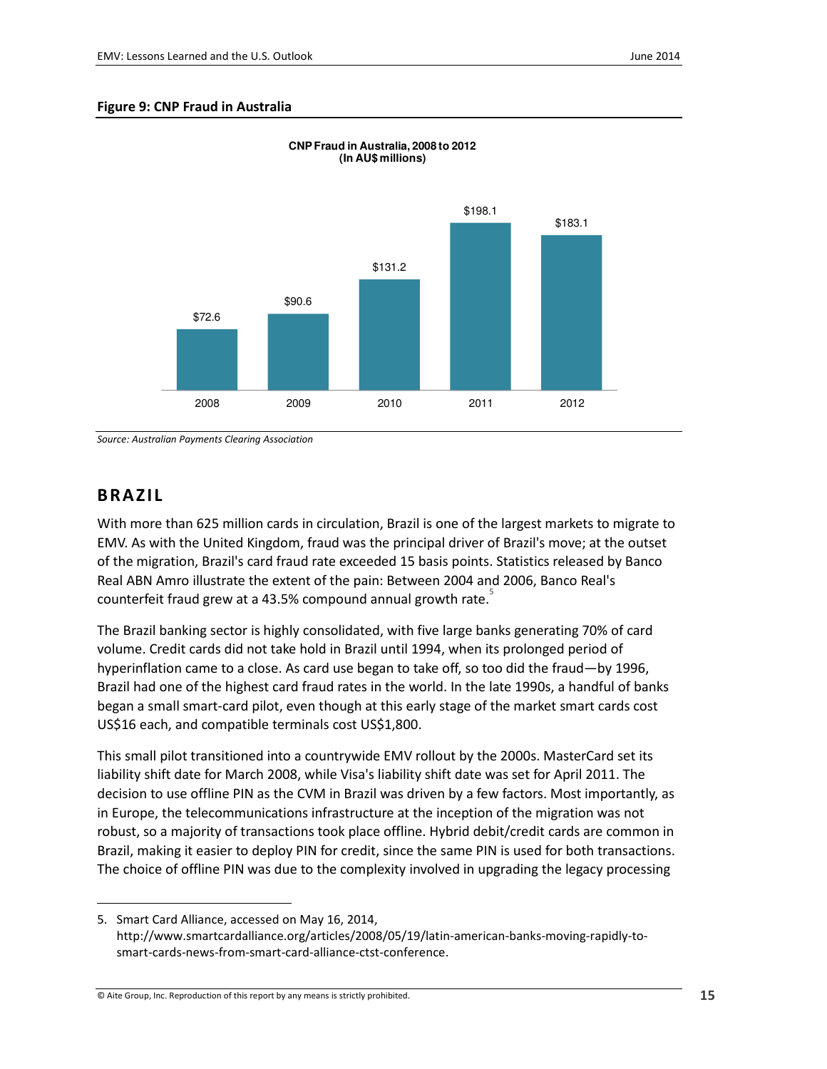**Figure 9: CNP Fraud in Australia**

CNP Fraud in Australia, 2008 to 2012 (In AU$ millions)

| Year | CNP Fraud (AU$ millions) |
| --- | --- |
| 2008 | $72.6 |
| 2009 | $90.6 |
| 2010 | $131.2 |
| 2011 | $198.1 |
| 2012 | $183.1 |

*Source: Australian Payments Clearing Association*

## BRAZIL

With more than 625 million cards in circulation, Brazil is one of the largest markets to migrate to EMV. As with the United Kingdom, fraud was the principal driver of Brazil's move; at the outset of the migration, Brazil's card fraud rate exceeded 15 basis points. Statistics released by Banco Real ABN Amro illustrate the extent of the pain: Between 2004 and 2006, Banco Real's counterfeit fraud grew at a 43.5% compound annual growth rate.[5]

The Brazil banking sector is highly consolidated, with five large banks generating 70% of card volume. Credit cards did not take hold in Brazil until 1994, when its prolonged period of hyperinflation came to a close. As card use began to take off, so too did the fraud—by 1996, Brazil had one of the highest card fraud rates in the world. In the late 1990s, a handful of banks began a small smart-card pilot, even though at this early stage of the market smart cards cost US$16 each, and compatible terminals cost US$1,800.

This small pilot transitioned into a countrywide EMV rollout by the 2000s. MasterCard set its liability shift date for March 2008, while Visa's liability shift date was set for April 2011. The decision to use offline PIN as the CVM in Brazil was driven by a few factors. Most importantly, as in Europe, the telecommunications infrastructure at the inception of the migration was not robust, so a majority of transactions took place offline. Hybrid debit/credit cards are common in Brazil, making it easier to deploy PIN for credit, since the same PIN is used for both transactions. The choice of offline PIN was due to the complexity involved in upgrading the legacy processing

5. Smart Card Alliance, accessed on May 16, 2014, http://www.smartcardalliance.org/articles/2008/05/19/latin-american-banks-moving-rapidly-to-smart-cards-news-from-smart-card-alliance-ctst-conference.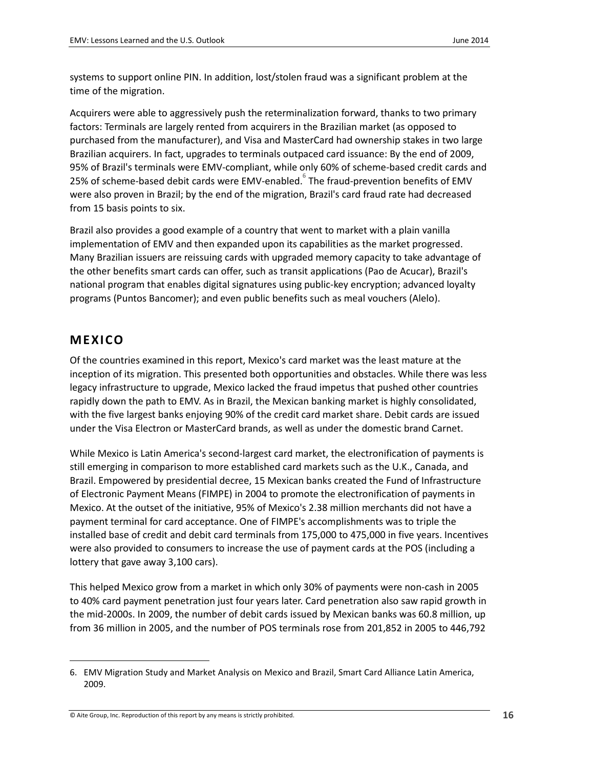systems to support online PIN. In addition, lost/stolen fraud was a significant problem at the time of the migration.

Acquirers were able to aggressively push the reterminalization forward, thanks to two primary factors: Terminals are largely rented from acquirers in the Brazilian market (as opposed to purchased from the manufacturer), and Visa and MasterCard had ownership stakes in two large Brazilian acquirers. In fact, upgrades to terminals outpaced card issuance: By the end of 2009, 95% of Brazil's terminals were EMV-compliant, while only 60% of scheme-based credit cards and 25% of scheme-based debit cards were EMV-enabled.[6] The fraud-prevention benefits of EMV were also proven in Brazil; by the end of the migration, Brazil's card fraud rate had decreased from 15 basis points to six.

Brazil also provides a good example of a country that went to market with a plain vanilla implementation of EMV and then expanded upon its capabilities as the market progressed. Many Brazilian issuers are reissuing cards with upgraded memory capacity to take advantage of the other benefits smart cards can offer, such as transit applications (Pao de Acucar), Brazil's national program that enables digital signatures using public-key encryption; advanced loyalty programs (Puntos Bancomer); and even public benefits such as meal vouchers (Alelo).

## MEXICO

Of the countries examined in this report, Mexico's card market was the least mature at the inception of its migration. This presented both opportunities and obstacles. While there was less legacy infrastructure to upgrade, Mexico lacked the fraud impetus that pushed other countries rapidly down the path to EMV. As in Brazil, the Mexican banking market is highly consolidated, with the five largest banks enjoying 90% of the credit card market share. Debit cards are issued under the Visa Electron or MasterCard brands, as well as under the domestic brand Carnet.

While Mexico is Latin America's second-largest card market, the electronification of payments is still emerging in comparison to more established card markets such as the U.K., Canada, and Brazil. Empowered by presidential decree, 15 Mexican banks created the Fund of Infrastructure of Electronic Payment Means (FIMPE) in 2004 to promote the electronification of payments in Mexico. At the outset of the initiative, 95% of Mexico's 2.38 million merchants did not have a payment terminal for card acceptance. One of FIMPE's accomplishments was to triple the installed base of credit and debit card terminals from 175,000 to 475,000 in five years. Incentives were also provided to consumers to increase the use of payment cards at the POS (including a lottery that gave away 3,100 cars).

This helped Mexico grow from a market in which only 30% of payments were non-cash in 2005 to 40% card payment penetration just four years later. Card penetration also saw rapid growth in the mid-2000s. In 2009, the number of debit cards issued by Mexican banks was 60.8 million, up from 36 million in 2005, and the number of POS terminals rose from 201,852 in 2005 to 446,792

---

6. EMV Migration Study and Market Analysis on Mexico and Brazil, Smart Card Alliance Latin America, 2009.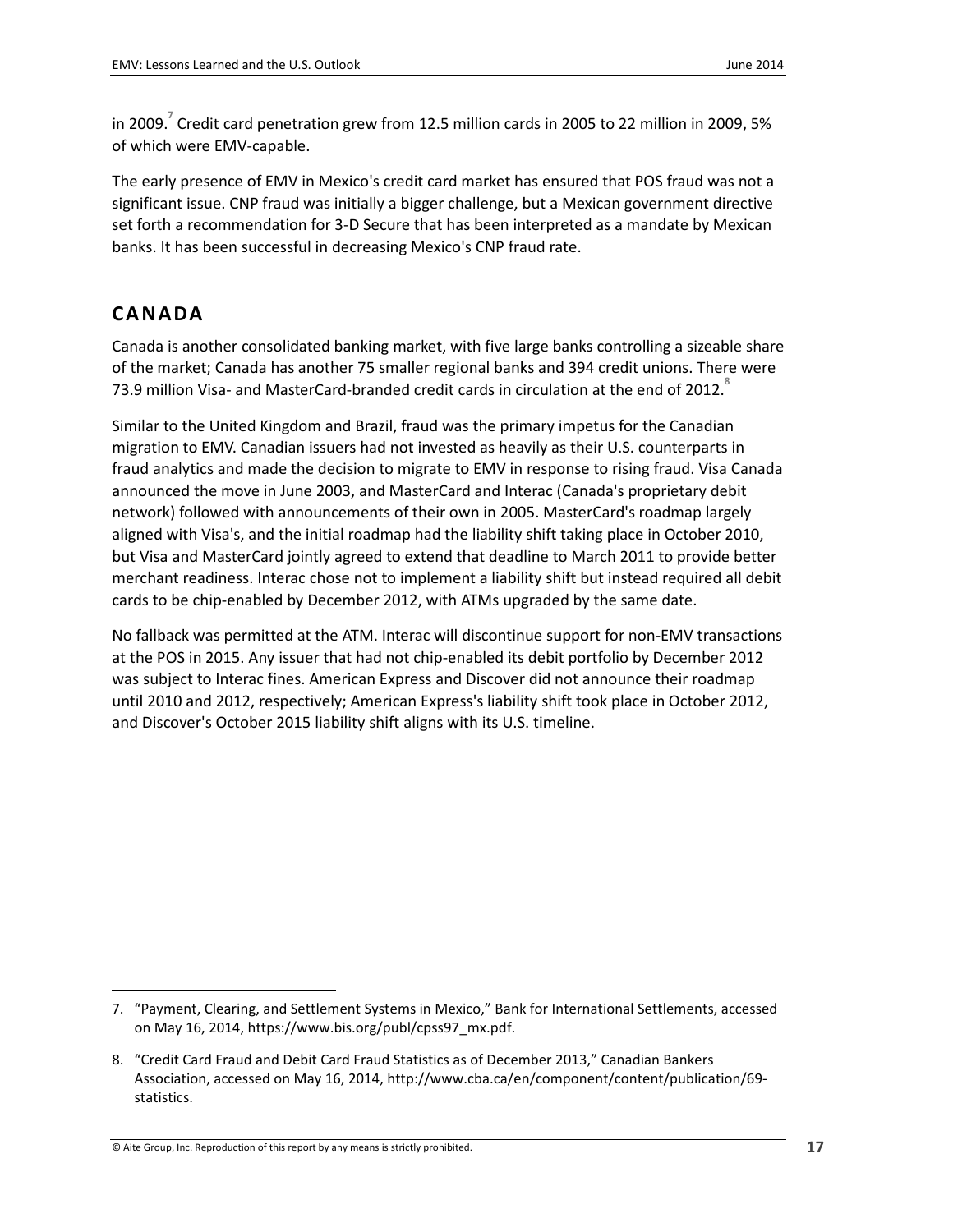in 2009.[7] Credit card penetration grew from 12.5 million cards in 2005 to 22 million in 2009, 5% of which were EMV-capable.

The early presence of EMV in Mexico's credit card market has ensured that POS fraud was not a significant issue. CNP fraud was initially a bigger challenge, but a Mexican government directive set forth a recommendation for 3-D Secure that has been interpreted as a mandate by Mexican banks. It has been successful in decreasing Mexico's CNP fraud rate.

## CANADA

Canada is another consolidated banking market, with five large banks controlling a sizeable share of the market; Canada has another 75 smaller regional banks and 394 credit unions. There were 73.9 million Visa- and MasterCard-branded credit cards in circulation at the end of 2012.[8]

Similar to the United Kingdom and Brazil, fraud was the primary impetus for the Canadian migration to EMV. Canadian issuers had not invested as heavily as their U.S. counterparts in fraud analytics and made the decision to migrate to EMV in response to rising fraud. Visa Canada announced the move in June 2003, and MasterCard and Interac (Canada's proprietary debit network) followed with announcements of their own in 2005. MasterCard's roadmap largely aligned with Visa's, and the initial roadmap had the liability shift taking place in October 2010, but Visa and MasterCard jointly agreed to extend that deadline to March 2011 to provide better merchant readiness. Interac chose not to implement a liability shift but instead required all debit cards to be chip-enabled by December 2012, with ATMs upgraded by the same date.

No fallback was permitted at the ATM. Interac will discontinue support for non-EMV transactions at the POS in 2015. Any issuer that had not chip-enabled its debit portfolio by December 2012 was subject to Interac fines. American Express and Discover did not announce their roadmap until 2010 and 2012, respectively; American Express's liability shift took place in October 2012, and Discover's October 2015 liability shift aligns with its U.S. timeline.

7. "Payment, Clearing, and Settlement Systems in Mexico," Bank for International Settlements, accessed on May 16, 2014, https://www.bis.org/publ/cpss97_mx.pdf.

8. "Credit Card Fraud and Debit Card Fraud Statistics as of December 2013," Canadian Bankers Association, accessed on May 16, 2014, http://www.cba.ca/en/component/content/publication/69-statistics.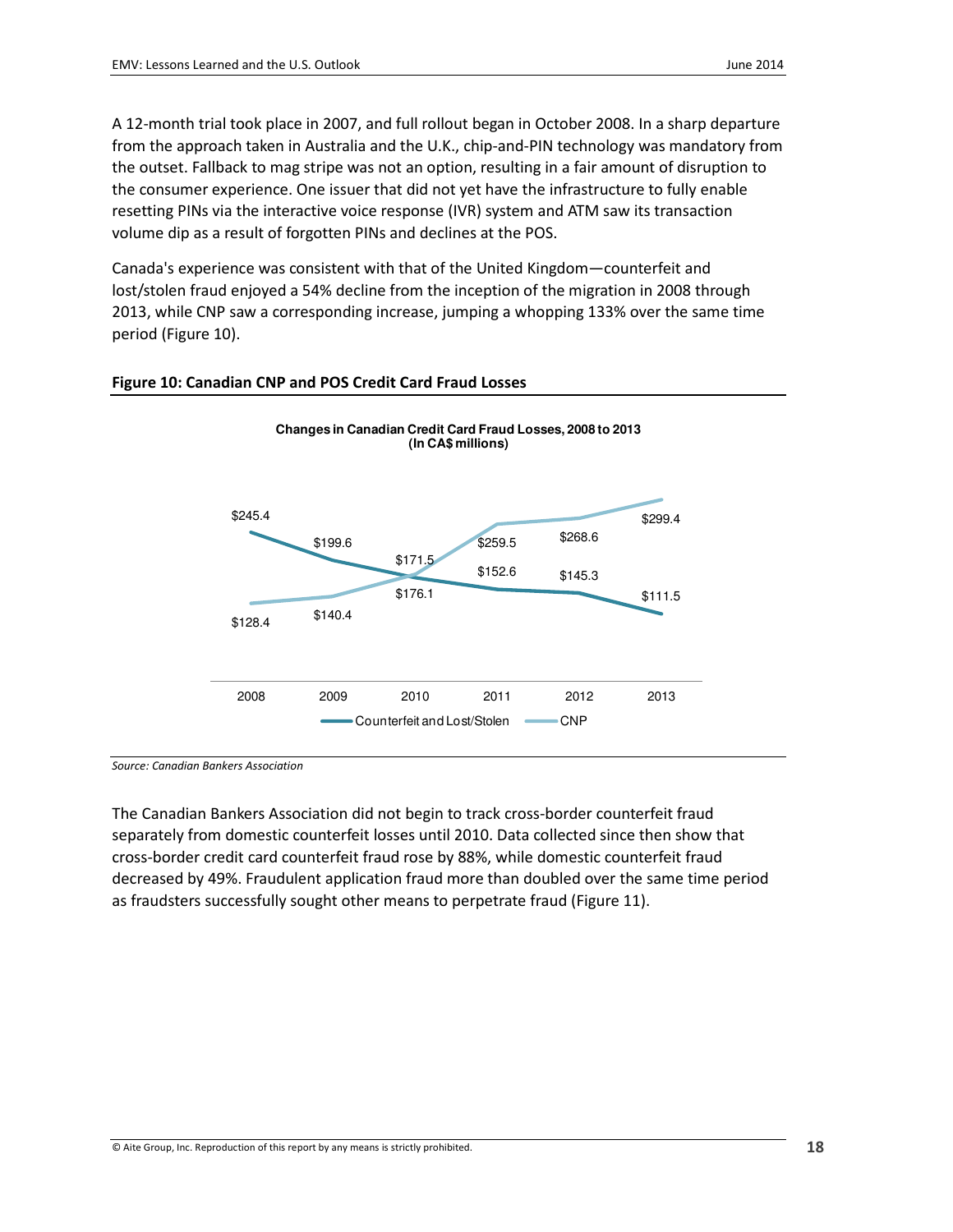A 12-month trial took place in 2007, and full rollout began in October 2008. In a sharp departure from the approach taken in Australia and the U.K., chip-and-PIN technology was mandatory from the outset. Fallback to mag stripe was not an option, resulting in a fair amount of disruption to the consumer experience. One issuer that did not yet have the infrastructure to fully enable resetting PINs via the interactive voice response (IVR) system and ATM saw its transaction volume dip as a result of forgotten PINs and declines at the POS.

Canada's experience was consistent with that of the United Kingdom—counterfeit and lost/stolen fraud enjoyed a 54% decline from the inception of the migration in 2008 through 2013, while CNP saw a corresponding increase, jumping a whopping 133% over the same time period (Figure 10).

**Figure 10: Canadian CNP and POS Credit Card Fraud Losses**

**Changes in Canadian Credit Card Fraud Losses, 2008 to 2013 (In CA$ millions)**

| | 2008 | 2009 | 2010 | 2011 | 2012 | 2013 |
|---|---|---|---|---|---|---|
| Counterfeit and Lost/Stolen | $245.4 | $199.6 | $171.5 | $152.6 | $145.3 | $111.5 |
| CNP | $128.4 | $140.4 | $176.1 | $259.5 | $268.6 | $299.4 |

*Source: Canadian Bankers Association*

The Canadian Bankers Association did not begin to track cross-border counterfeit fraud separately from domestic counterfeit losses until 2010. Data collected since then show that cross-border credit card counterfeit fraud rose by 88%, while domestic counterfeit fraud decreased by 49%. Fraudulent application fraud more than doubled over the same time period as fraudsters successfully sought other means to perpetrate fraud (Figure 11).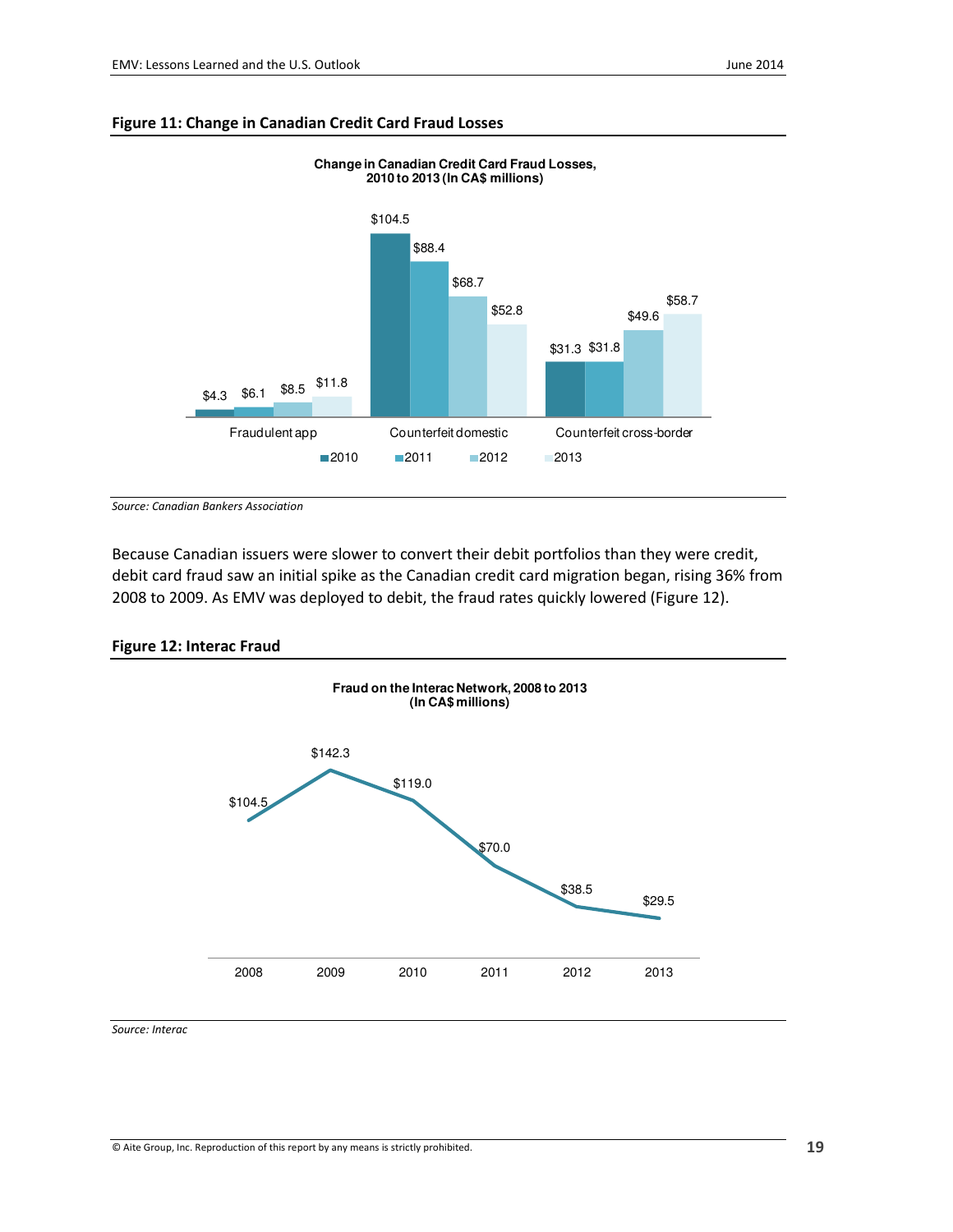**Figure 11: Change in Canadian Credit Card Fraud Losses**

**Change in Canadian Credit Card Fraud Losses, 2010 to 2013 (In CA$ millions)**

| | 2010 | 2011 | 2012 | 2013 |
|---|---|---|---|---|
| Fraudulent app | $4.3 | $6.1 | $8.5 | $11.8 |
| Counterfeit domestic | $104.5 | $88.4 | $68.7 | $52.8 |
| Counterfeit cross-border | $31.3 | $31.8 | $49.6 | $58.7 |

*Source: Canadian Bankers Association*

Because Canadian issuers were slower to convert their debit portfolios than they were credit, debit card fraud saw an initial spike as the Canadian credit card migration began, rising 36% from 2008 to 2009. As EMV was deployed to debit, the fraud rates quickly lowered (Figure 12).

**Figure 12: Interac Fraud**

**Fraud on the Interac Network, 2008 to 2013 (In CA$ millions)**

| 2008 | 2009 | 2010 | 2011 | 2012 | 2013 |
|---|---|---|---|---|---|
| $104.5 | $142.3 | $119.0 | $70.0 | $38.5 | $29.5 |

*Source: Interac*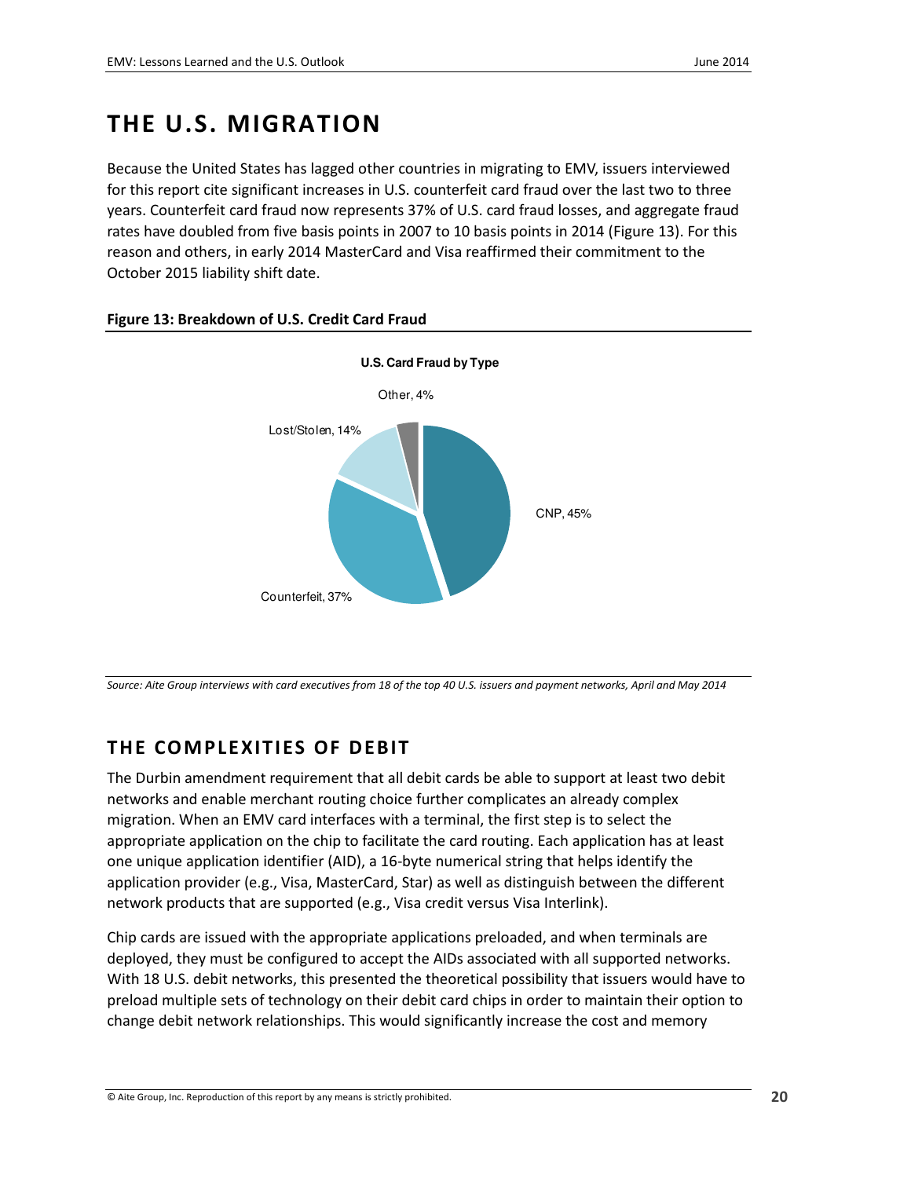# THE U.S. MIGRATION

Because the United States has lagged other countries in migrating to EMV, issuers interviewed for this report cite significant increases in U.S. counterfeit card fraud over the last two to three years. Counterfeit card fraud now represents 37% of U.S. card fraud losses, and aggregate fraud rates have doubled from five basis points in 2007 to 10 basis points in 2014 (Figure 13). For this reason and others, in early 2014 MasterCard and Visa reaffirmed their commitment to the October 2015 liability shift date.

**Figure 13: Breakdown of U.S. Credit Card Fraud**

**U.S. Card Fraud by Type**

| Type | Share |
|---|---|
| CNP | 45% |
| Counterfeit | 37% |
| Lost/Stolen | 14% |
| Other | 4% |

*Source: Aite Group interviews with card executives from 18 of the top 40 U.S. issuers and payment networks, April and May 2014*

## THE COMPLEXITIES OF DEBIT

The Durbin amendment requirement that all debit cards be able to support at least two debit networks and enable merchant routing choice further complicates an already complex migration. When an EMV card interfaces with a terminal, the first step is to select the appropriate application on the chip to facilitate the card routing. Each application has at least one unique application identifier (AID), a 16-byte numerical string that helps identify the application provider (e.g., Visa, MasterCard, Star) as well as distinguish between the different network products that are supported (e.g., Visa credit versus Visa Interlink).

Chip cards are issued with the appropriate applications preloaded, and when terminals are deployed, they must be configured to accept the AIDs associated with all supported networks. With 18 U.S. debit networks, this presented the theoretical possibility that issuers would have to preload multiple sets of technology on their debit card chips in order to maintain their option to change debit network relationships. This would significantly increase the cost and memory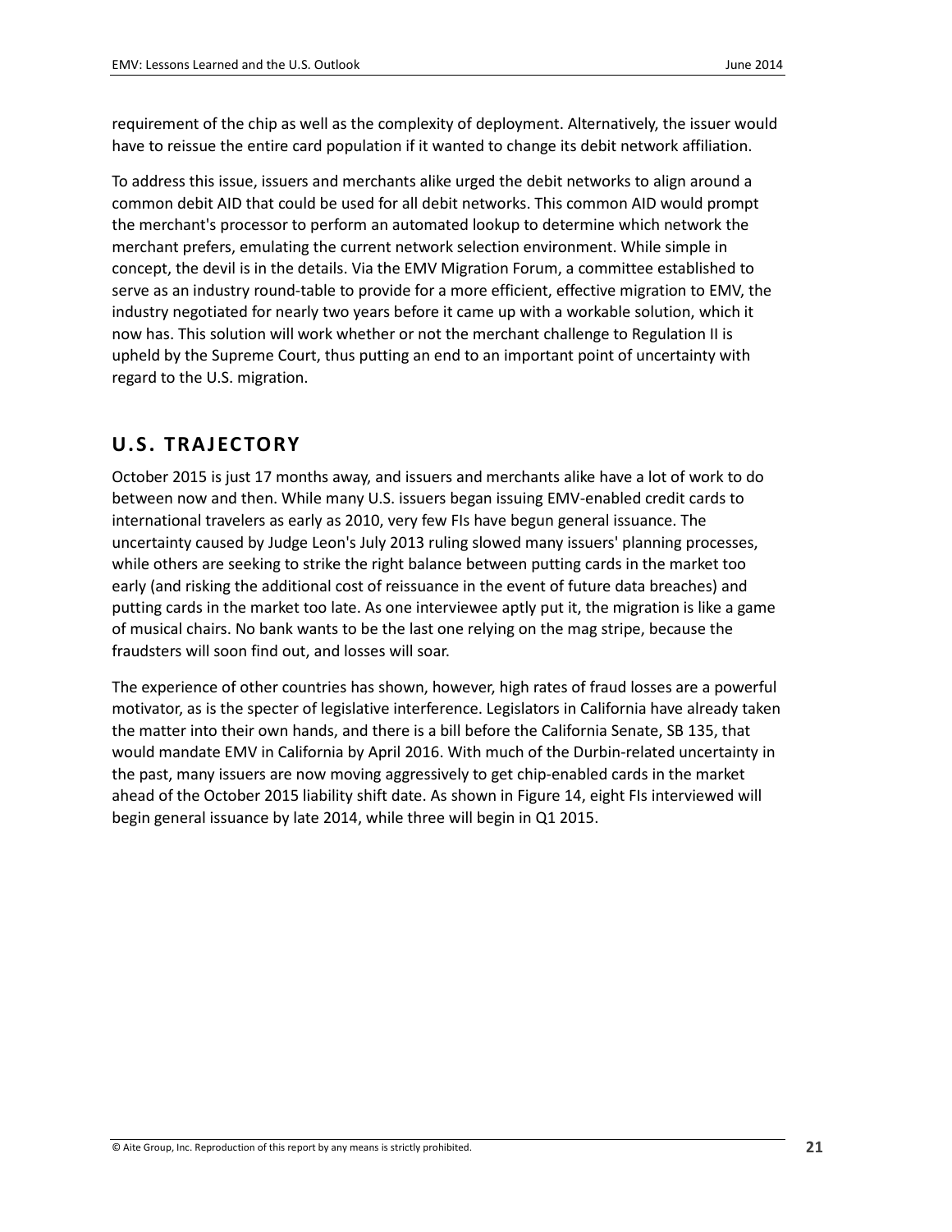requirement of the chip as well as the complexity of deployment. Alternatively, the issuer would have to reissue the entire card population if it wanted to change its debit network affiliation.

To address this issue, issuers and merchants alike urged the debit networks to align around a common debit AID that could be used for all debit networks. This common AID would prompt the merchant's processor to perform an automated lookup to determine which network the merchant prefers, emulating the current network selection environment. While simple in concept, the devil is in the details. Via the EMV Migration Forum, a committee established to serve as an industry round-table to provide for a more efficient, effective migration to EMV, the industry negotiated for nearly two years before it came up with a workable solution, which it now has. This solution will work whether or not the merchant challenge to Regulation II is upheld by the Supreme Court, thus putting an end to an important point of uncertainty with regard to the U.S. migration.

## U.S. TRAJECTORY

October 2015 is just 17 months away, and issuers and merchants alike have a lot of work to do between now and then. While many U.S. issuers began issuing EMV-enabled credit cards to international travelers as early as 2010, very few FIs have begun general issuance. The uncertainty caused by Judge Leon's July 2013 ruling slowed many issuers' planning processes, while others are seeking to strike the right balance between putting cards in the market too early (and risking the additional cost of reissuance in the event of future data breaches) and putting cards in the market too late. As one interviewee aptly put it, the migration is like a game of musical chairs. No bank wants to be the last one relying on the mag stripe, because the fraudsters will soon find out, and losses will soar.

The experience of other countries has shown, however, high rates of fraud losses are a powerful motivator, as is the specter of legislative interference. Legislators in California have already taken the matter into their own hands, and there is a bill before the California Senate, SB 135, that would mandate EMV in California by April 2016. With much of the Durbin-related uncertainty in the past, many issuers are now moving aggressively to get chip-enabled cards in the market ahead of the October 2015 liability shift date. As shown in Figure 14, eight FIs interviewed will begin general issuance by late 2014, while three will begin in Q1 2015.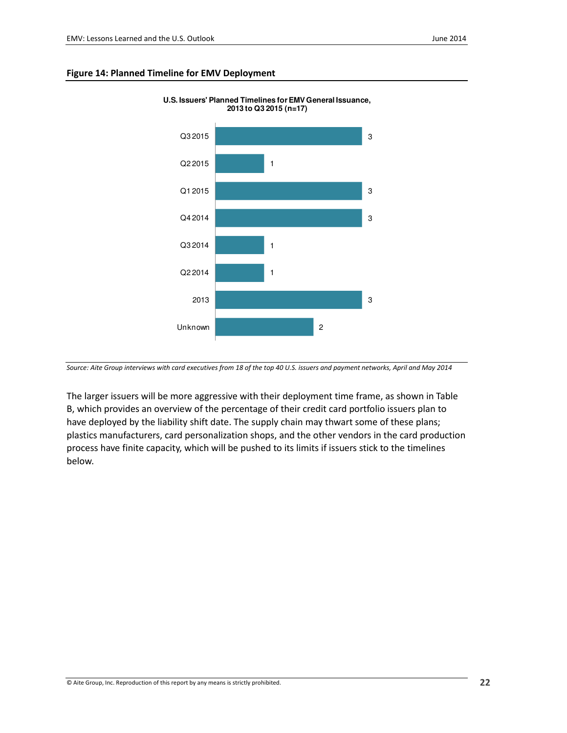**Figure 14: Planned Timeline for EMV Deployment**

U.S. Issuers' Planned Timelines for EMV General Issuance, 2013 to Q3 2015 (n=17)

| Timeline | Number of issuers |
|---|---|
| Q3 2015 | 3 |
| Q2 2015 | 1 |
| Q1 2015 | 3 |
| Q4 2014 | 3 |
| Q3 2014 | 1 |
| Q2 2014 | 1 |
| 2013 | 3 |
| Unknown | 2 |

*Source: Aite Group interviews with card executives from 18 of the top 40 U.S. issuers and payment networks, April and May 2014*

The larger issuers will be more aggressive with their deployment time frame, as shown in Table B, which provides an overview of the percentage of their credit card portfolio issuers plan to have deployed by the liability shift date. The supply chain may thwart some of these plans; plastics manufacturers, card personalization shops, and the other vendors in the card production process have finite capacity, which will be pushed to its limits if issuers stick to the timelines below.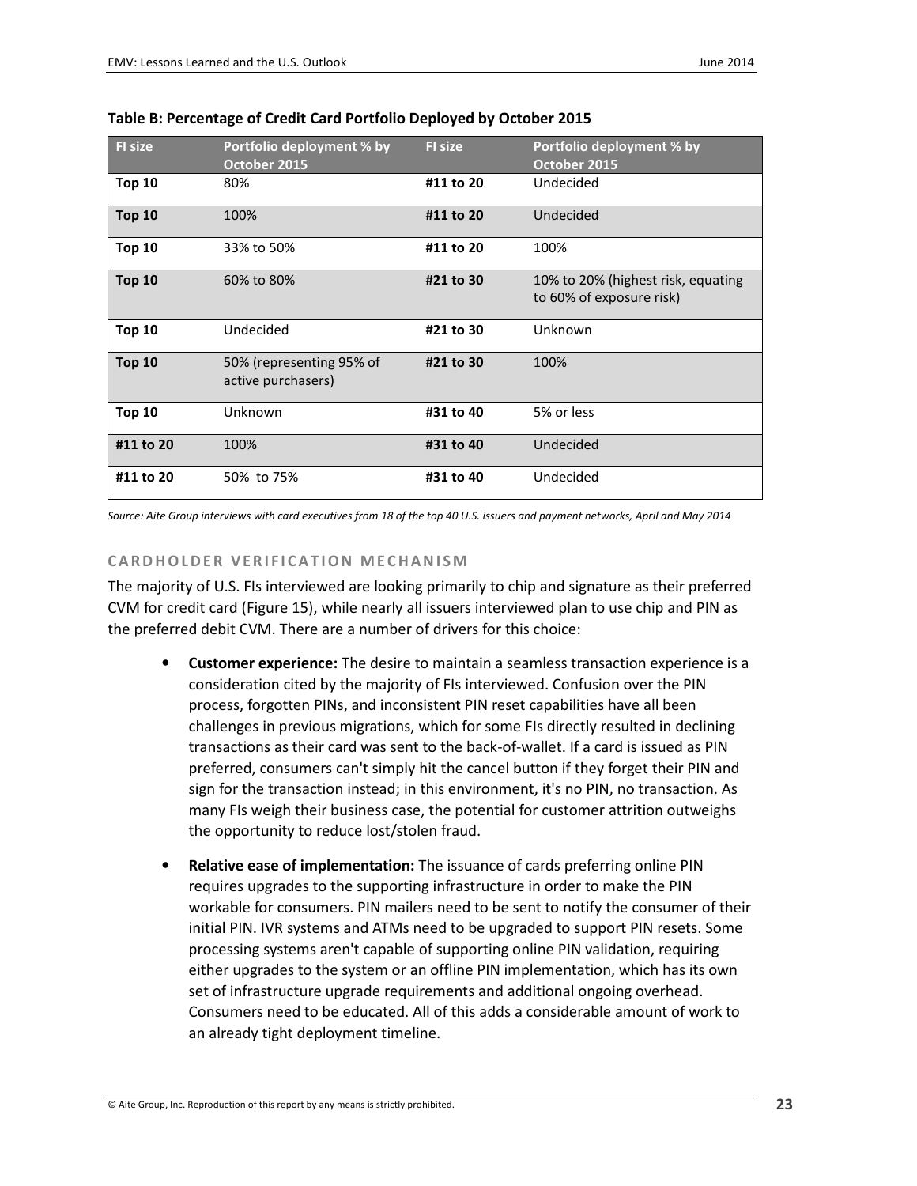**Table B: Percentage of Credit Card Portfolio Deployed by October 2015**

| FI size | Portfolio deployment % by October 2015 | FI size | Portfolio deployment % by October 2015 |
|---|---|---|---|
| **Top 10** | 80% | **#11 to 20** | Undecided |
| **Top 10** | 100% | **#11 to 20** | Undecided |
| **Top 10** | 33% to 50% | **#11 to 20** | 100% |
| **Top 10** | 60% to 80% | **#21 to 30** | 10% to 20% (highest risk, equating to 60% of exposure risk) |
| **Top 10** | Undecided | **#21 to 30** | Unknown |
| **Top 10** | 50% (representing 95% of active purchasers) | **#21 to 30** | 100% |
| **Top 10** | Unknown | **#31 to 40** | 5% or less |
| **#11 to 20** | 100% | **#31 to 40** | Undecided |
| **#11 to 20** | 50% to 75% | **#31 to 40** | Undecided |

*Source: Aite Group interviews with card executives from 18 of the top 40 U.S. issuers and payment networks, April and May 2014*

### CARDHOLDER VERIFICATION MECHANISM

The majority of U.S. FIs interviewed are looking primarily to chip and signature as their preferred CVM for credit card (Figure 15), while nearly all issuers interviewed plan to use chip and PIN as the preferred debit CVM. There are a number of drivers for this choice:

- **Customer experience:** The desire to maintain a seamless transaction experience is a consideration cited by the majority of FIs interviewed. Confusion over the PIN process, forgotten PINs, and inconsistent PIN reset capabilities have all been challenges in previous migrations, which for some FIs directly resulted in declining transactions as their card was sent to the back-of-wallet. If a card is issued as PIN preferred, consumers can't simply hit the cancel button if they forget their PIN and sign for the transaction instead; in this environment, it's no PIN, no transaction. As many FIs weigh their business case, the potential for customer attrition outweighs the opportunity to reduce lost/stolen fraud.
- **Relative ease of implementation:** The issuance of cards preferring online PIN requires upgrades to the supporting infrastructure in order to make the PIN workable for consumers. PIN mailers need to be sent to notify the consumer of their initial PIN. IVR systems and ATMs need to be upgraded to support PIN resets. Some processing systems aren't capable of supporting online PIN validation, requiring either upgrades to the system or an offline PIN implementation, which has its own set of infrastructure upgrade requirements and additional ongoing overhead. Consumers need to be educated. All of this adds a considerable amount of work to an already tight deployment timeline.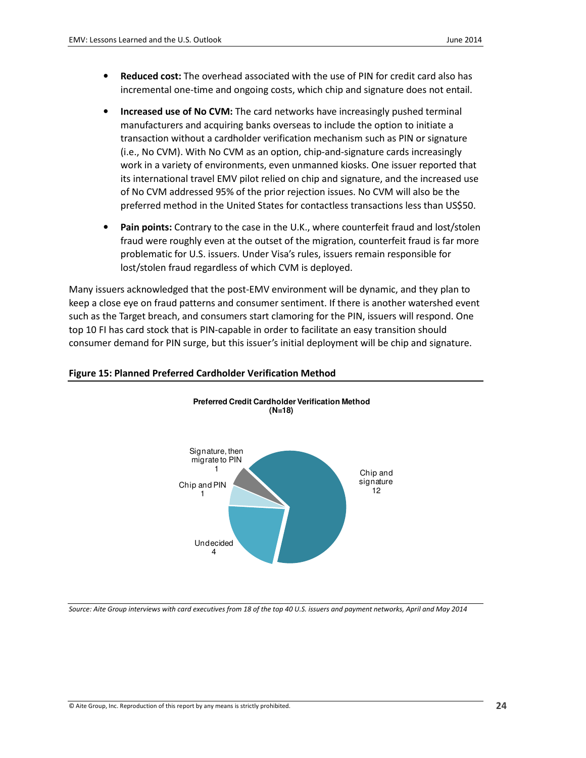- **Reduced cost:** The overhead associated with the use of PIN for credit card also has incremental one-time and ongoing costs, which chip and signature does not entail.
- **Increased use of No CVM:** The card networks have increasingly pushed terminal manufacturers and acquiring banks overseas to include the option to initiate a transaction without a cardholder verification mechanism such as PIN or signature (i.e., No CVM). With No CVM as an option, chip-and-signature cards increasingly work in a variety of environments, even unmanned kiosks. One issuer reported that its international travel EMV pilot relied on chip and signature, and the increased use of No CVM addressed 95% of the prior rejection issues. No CVM will also be the preferred method in the United States for contactless transactions less than US$50.
- **Pain points:** Contrary to the case in the U.K., where counterfeit fraud and lost/stolen fraud were roughly even at the outset of the migration, counterfeit fraud is far more problematic for U.S. issuers. Under Visa's rules, issuers remain responsible for lost/stolen fraud regardless of which CVM is deployed.

Many issuers acknowledged that the post-EMV environment will be dynamic, and they plan to keep a close eye on fraud patterns and consumer sentiment. If there is another watershed event such as the Target breach, and consumers start clamoring for the PIN, issuers will respond. One top 10 FI has card stock that is PIN-capable in order to facilitate an easy transition should consumer demand for PIN surge, but this issuer's initial deployment will be chip and signature.

**Figure 15: Planned Preferred Cardholder Verification Method**

**Preferred Credit Cardholder Verification Method (N=18)**

| Method | Count |
|---|---|
| Chip and signature | 12 |
| Undecided | 4 |
| Chip and PIN | 1 |
| Signature, then migrate to PIN | 1 |

*Source: Aite Group interviews with card executives from 18 of the top 40 U.S. issuers and payment networks, April and May 2014*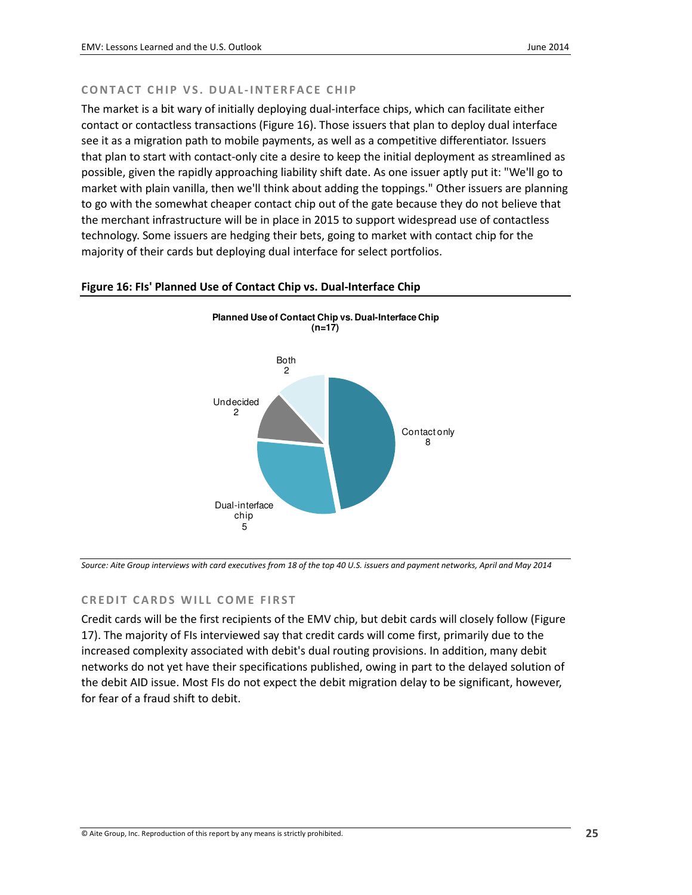## CONTACT CHIP VS. DUAL-INTERFACE CHIP

The market is a bit wary of initially deploying dual-interface chips, which can facilitate either contact or contactless transactions (Figure 16). Those issuers that plan to deploy dual interface see it as a migration path to mobile payments, as well as a competitive differentiator. Issuers that plan to start with contact-only cite a desire to keep the initial deployment as streamlined as possible, given the rapidly approaching liability shift date. As one issuer aptly put it: "We'll go to market with plain vanilla, then we'll think about adding the toppings." Other issuers are planning to go with the somewhat cheaper contact chip out of the gate because they do not believe that the merchant infrastructure will be in place in 2015 to support widespread use of contactless technology. Some issuers are hedging their bets, going to market with contact chip for the majority of their cards but deploying dual interface for select portfolios.

**Figure 16: FIs' Planned Use of Contact Chip vs. Dual-Interface Chip**

**Planned Use of Contact Chip vs. Dual-Interface Chip (n=17)**

| Planned use | Count |
|---|---|
| Contact only | 8 |
| Dual-interface chip | 5 |
| Undecided | 2 |
| Both | 2 |

*Source: Aite Group interviews with card executives from 18 of the top 40 U.S. issuers and payment networks, April and May 2014*

## CREDIT CARDS WILL COME FIRST

Credit cards will be the first recipients of the EMV chip, but debit cards will closely follow (Figure 17). The majority of FIs interviewed say that credit cards will come first, primarily due to the increased complexity associated with debit's dual routing provisions. In addition, many debit networks do not yet have their specifications published, owing in part to the delayed solution of the debit AID issue. Most FIs do not expect the debit migration delay to be significant, however, for fear of a fraud shift to debit.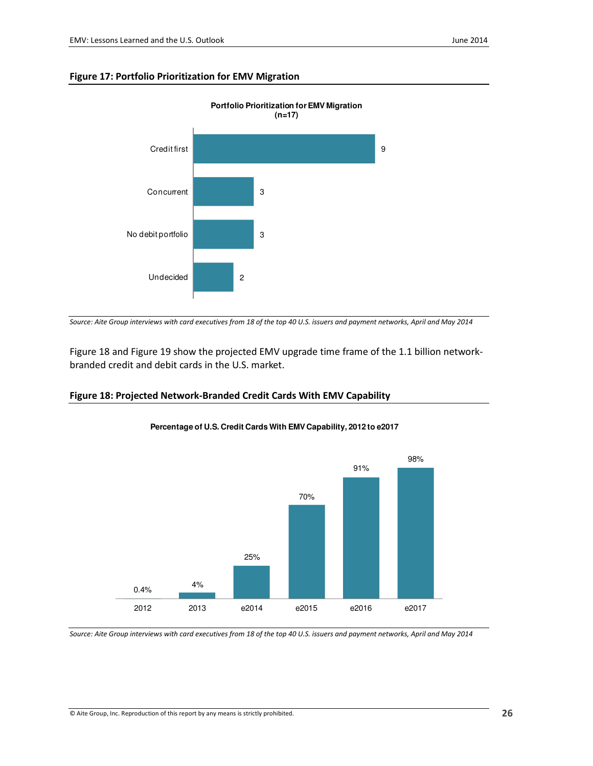**Figure 17: Portfolio Prioritization for EMV Migration**

Portfolio Prioritization for EMV Migration (n=17)

| Category | Count |
|---|---|
| Credit first | 9 |
| Concurrent | 3 |
| No debit portfolio | 3 |
| Undecided | 2 |

*Source: Aite Group interviews with card executives from 18 of the top 40 U.S. issuers and payment networks, April and May 2014*

Figure 18 and Figure 19 show the projected EMV upgrade time frame of the 1.1 billion network-branded credit and debit cards in the U.S. market.

**Figure 18: Projected Network-Branded Credit Cards With EMV Capability**

Percentage of U.S. Credit Cards With EMV Capability, 2012 to e2017

| Year | Percentage |
|---|---|
| 2012 | 0.4% |
| 2013 | 4% |
| e2014 | 25% |
| e2015 | 70% |
| e2016 | 91% |
| e2017 | 98% |

*Source: Aite Group interviews with card executives from 18 of the top 40 U.S. issuers and payment networks, April and May 2014*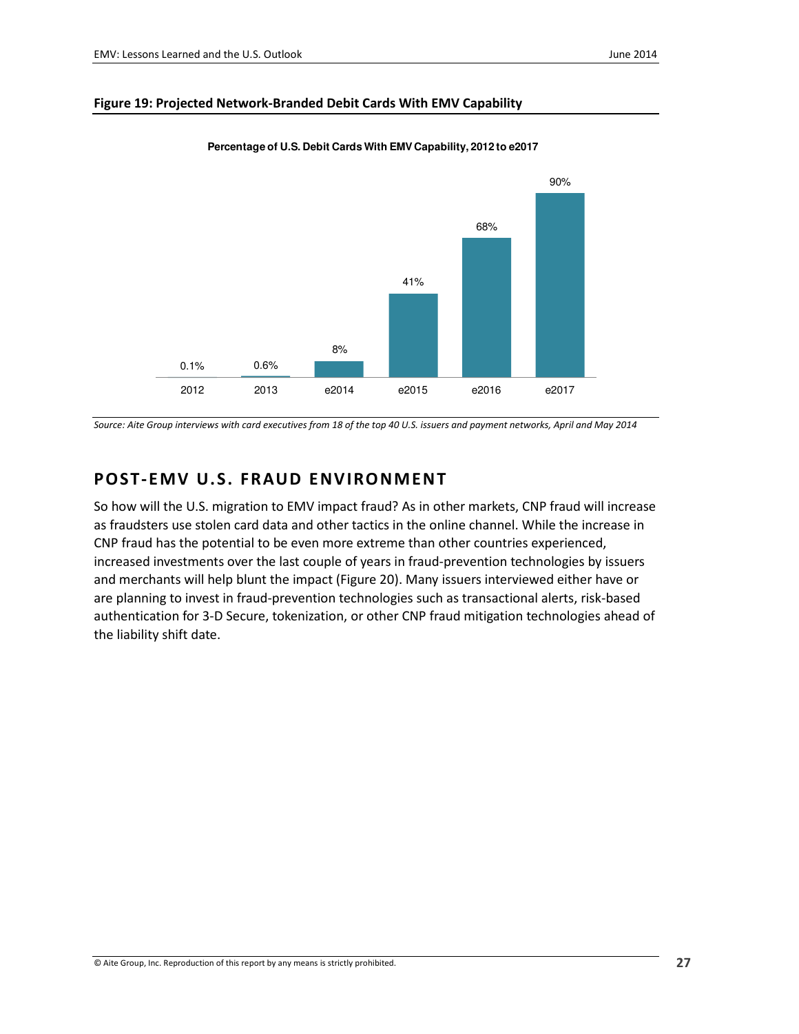**Figure 19: Projected Network-Branded Debit Cards With EMV Capability**

**Percentage of U.S. Debit Cards With EMV Capability, 2012 to e2017**

| Year | Percentage |
|---|---|
| 2012 | 0.1% |
| 2013 | 0.6% |
| e2014 | 8% |
| e2015 | 41% |
| e2016 | 68% |
| e2017 | 90% |

*Source: Aite Group interviews with card executives from 18 of the top 40 U.S. issuers and payment networks, April and May 2014*

## POST-EMV U.S. FRAUD ENVIRONMENT

So how will the U.S. migration to EMV impact fraud? As in other markets, CNP fraud will increase as fraudsters use stolen card data and other tactics in the online channel. While the increase in CNP fraud has the potential to be even more extreme than other countries experienced, increased investments over the last couple of years in fraud-prevention technologies by issuers and merchants will help blunt the impact (Figure 20). Many issuers interviewed either have or are planning to invest in fraud-prevention technologies such as transactional alerts, risk-based authentication for 3-D Secure, tokenization, or other CNP fraud mitigation technologies ahead of the liability shift date.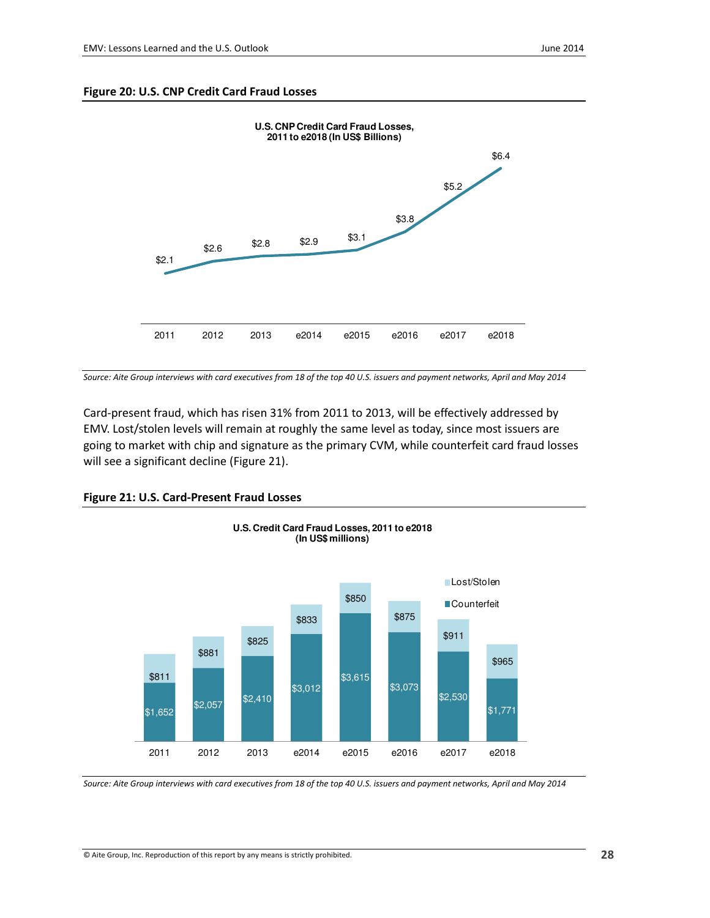**Figure 20: U.S. CNP Credit Card Fraud Losses**

U.S. CNP Credit Card Fraud Losses, 2011 to e2018 (In US$ Billions)

| Year | Losses |
|---|---|
| 2011 | $2.1 |
| 2012 | $2.6 |
| 2013 | $2.8 |
| e2014 | $2.9 |
| e2015 | $3.1 |
| e2016 | $3.8 |
| e2017 | $5.2 |
| e2018 | $6.4 |

*Source: Aite Group interviews with card executives from 18 of the top 40 U.S. issuers and payment networks, April and May 2014*

Card-present fraud, which has risen 31% from 2011 to 2013, will be effectively addressed by EMV. Lost/stolen levels will remain at roughly the same level as today, since most issuers are going to market with chip and signature as the primary CVM, while counterfeit card fraud losses will see a significant decline (Figure 21).

**Figure 21: U.S. Card-Present Fraud Losses**

U.S. Credit Card Fraud Losses, 2011 to e2018 (In US$ millions)

| Year | Counterfeit | Lost/Stolen |
|---|---|---|
| 2011 | $1,652 | $811 |
| 2012 | $2,057 | $881 |
| 2013 | $2,410 | $825 |
| e2014 | $3,012 | $833 |
| e2015 | $3,615 | $850 |
| e2016 | $3,073 | $875 |
| e2017 | $2,530 | $911 |
| e2018 | $1,771 | $965 |

*Source: Aite Group interviews with card executives from 18 of the top 40 U.S. issuers and payment networks, April and May 2014*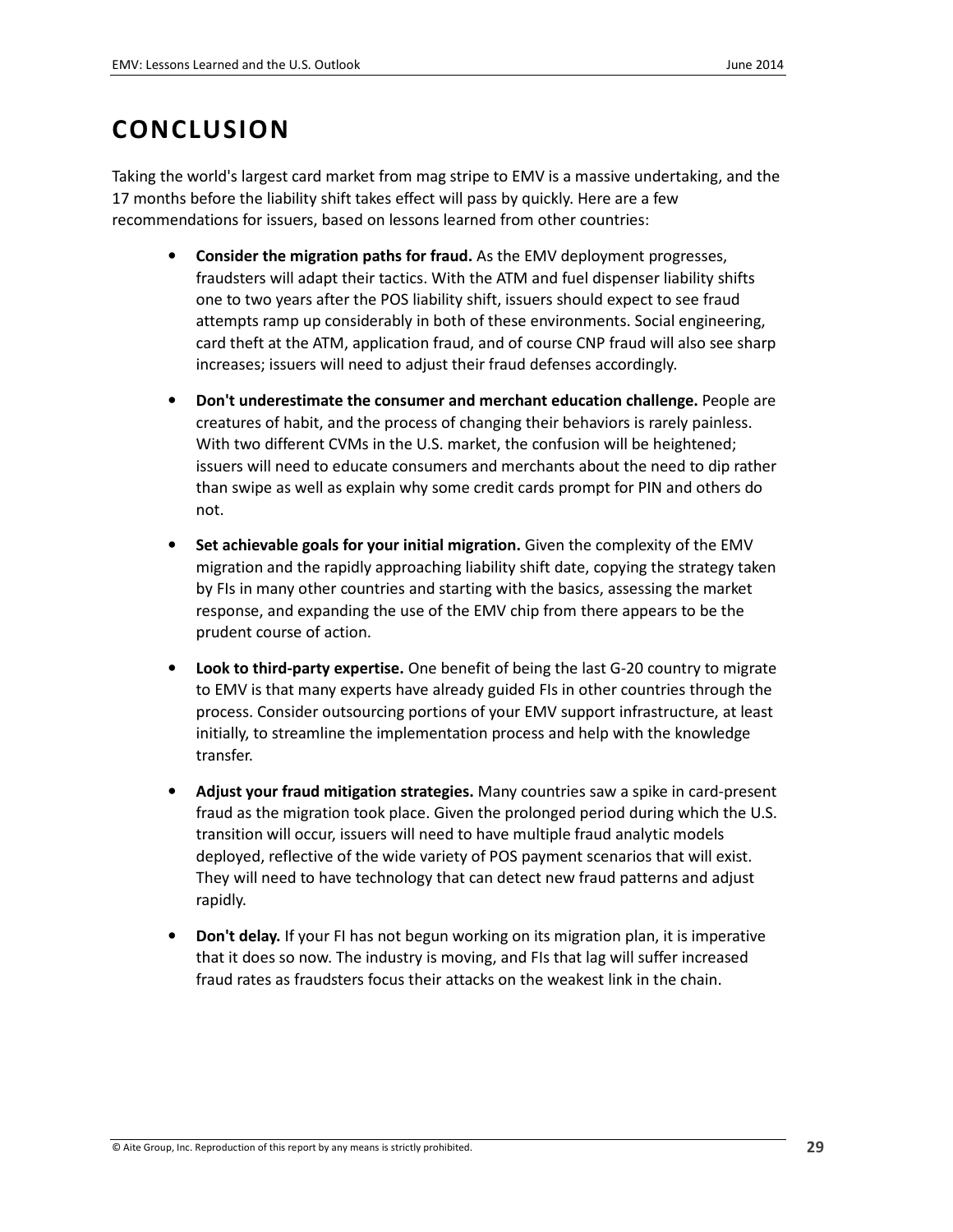# CONCLUSION

Taking the world's largest card market from mag stripe to EMV is a massive undertaking, and the 17 months before the liability shift takes effect will pass by quickly. Here are a few recommendations for issuers, based on lessons learned from other countries:

- **Consider the migration paths for fraud.** As the EMV deployment progresses, fraudsters will adapt their tactics. With the ATM and fuel dispenser liability shifts one to two years after the POS liability shift, issuers should expect to see fraud attempts ramp up considerably in both of these environments. Social engineering, card theft at the ATM, application fraud, and of course CNP fraud will also see sharp increases; issuers will need to adjust their fraud defenses accordingly.
- **Don't underestimate the consumer and merchant education challenge.** People are creatures of habit, and the process of changing their behaviors is rarely painless. With two different CVMs in the U.S. market, the confusion will be heightened; issuers will need to educate consumers and merchants about the need to dip rather than swipe as well as explain why some credit cards prompt for PIN and others do not.
- **Set achievable goals for your initial migration.** Given the complexity of the EMV migration and the rapidly approaching liability shift date, copying the strategy taken by FIs in many other countries and starting with the basics, assessing the market response, and expanding the use of the EMV chip from there appears to be the prudent course of action.
- **Look to third-party expertise.** One benefit of being the last G-20 country to migrate to EMV is that many experts have already guided FIs in other countries through the process. Consider outsourcing portions of your EMV support infrastructure, at least initially, to streamline the implementation process and help with the knowledge transfer.
- **Adjust your fraud mitigation strategies.** Many countries saw a spike in card-present fraud as the migration took place. Given the prolonged period during which the U.S. transition will occur, issuers will need to have multiple fraud analytic models deployed, reflective of the wide variety of POS payment scenarios that will exist. They will need to have technology that can detect new fraud patterns and adjust rapidly.
- **Don't delay.** If your FI has not begun working on its migration plan, it is imperative that it does so now. The industry is moving, and FIs that lag will suffer increased fraud rates as fraudsters focus their attacks on the weakest link in the chain.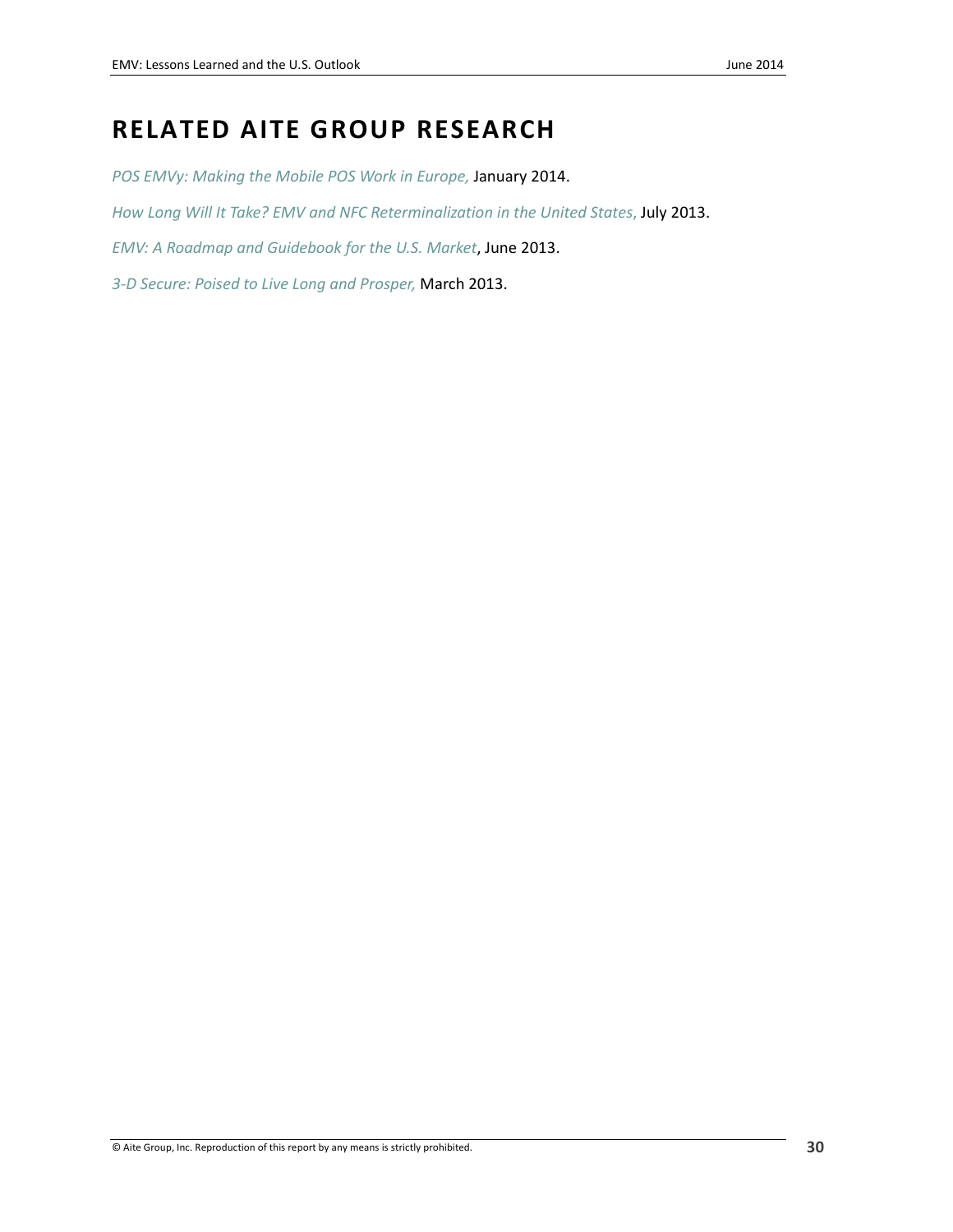# RELATED AITE GROUP RESEARCH

*POS EMVy: Making the Mobile POS Work in Europe,* January 2014.

*How Long Will It Take? EMV and NFC Reterminalization in the United States,* July 2013.

*EMV: A Roadmap and Guidebook for the U.S. Market*, June 2013.

*3-D Secure: Poised to Live Long and Prosper,* March 2013.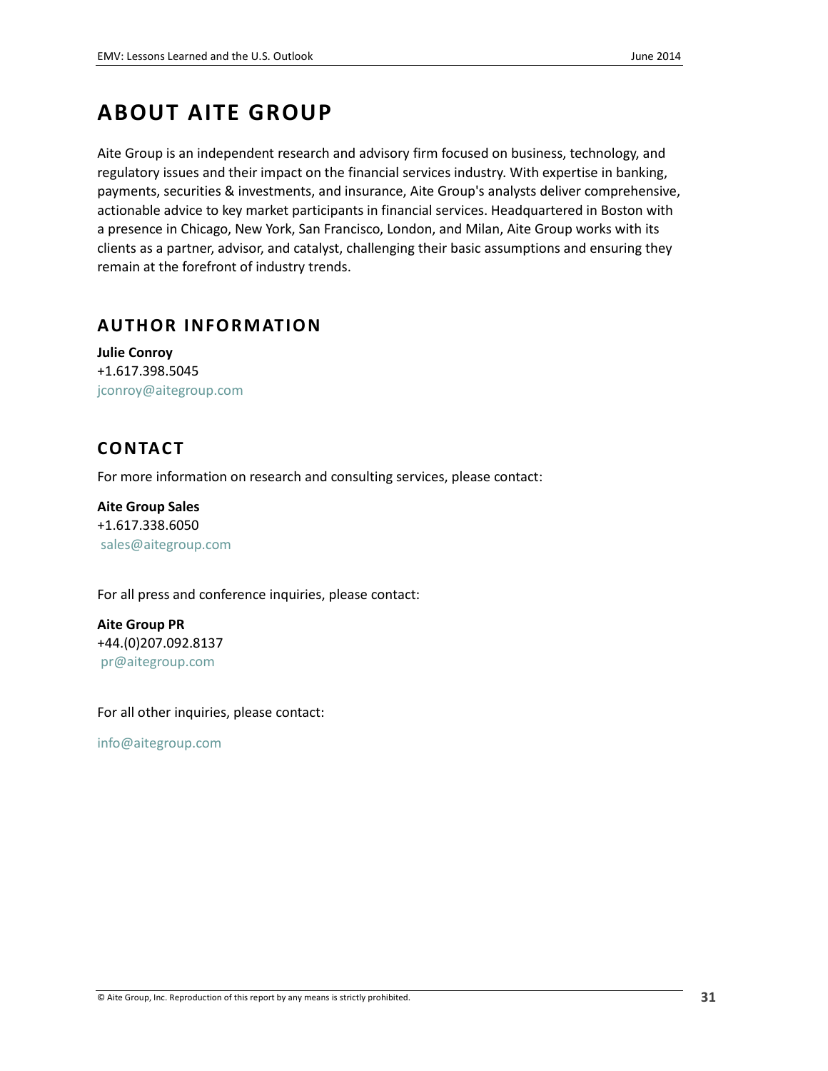# ABOUT AITE GROUP

Aite Group is an independent research and advisory firm focused on business, technology, and regulatory issues and their impact on the financial services industry. With expertise in banking, payments, securities & investments, and insurance, Aite Group's analysts deliver comprehensive, actionable advice to key market participants in financial services. Headquartered in Boston with a presence in Chicago, New York, San Francisco, London, and Milan, Aite Group works with its clients as a partner, advisor, and catalyst, challenging their basic assumptions and ensuring they remain at the forefront of industry trends.

## AUTHOR INFORMATION

**Julie Conroy**
+1.617.398.5045
jconroy@aitegroup.com

## CONTACT

For more information on research and consulting services, please contact:

**Aite Group Sales**
+1.617.338.6050
sales@aitegroup.com

For all press and conference inquiries, please contact:

**Aite Group PR**
+44.(0)207.092.8137
pr@aitegroup.com

For all other inquiries, please contact:

info@aitegroup.com